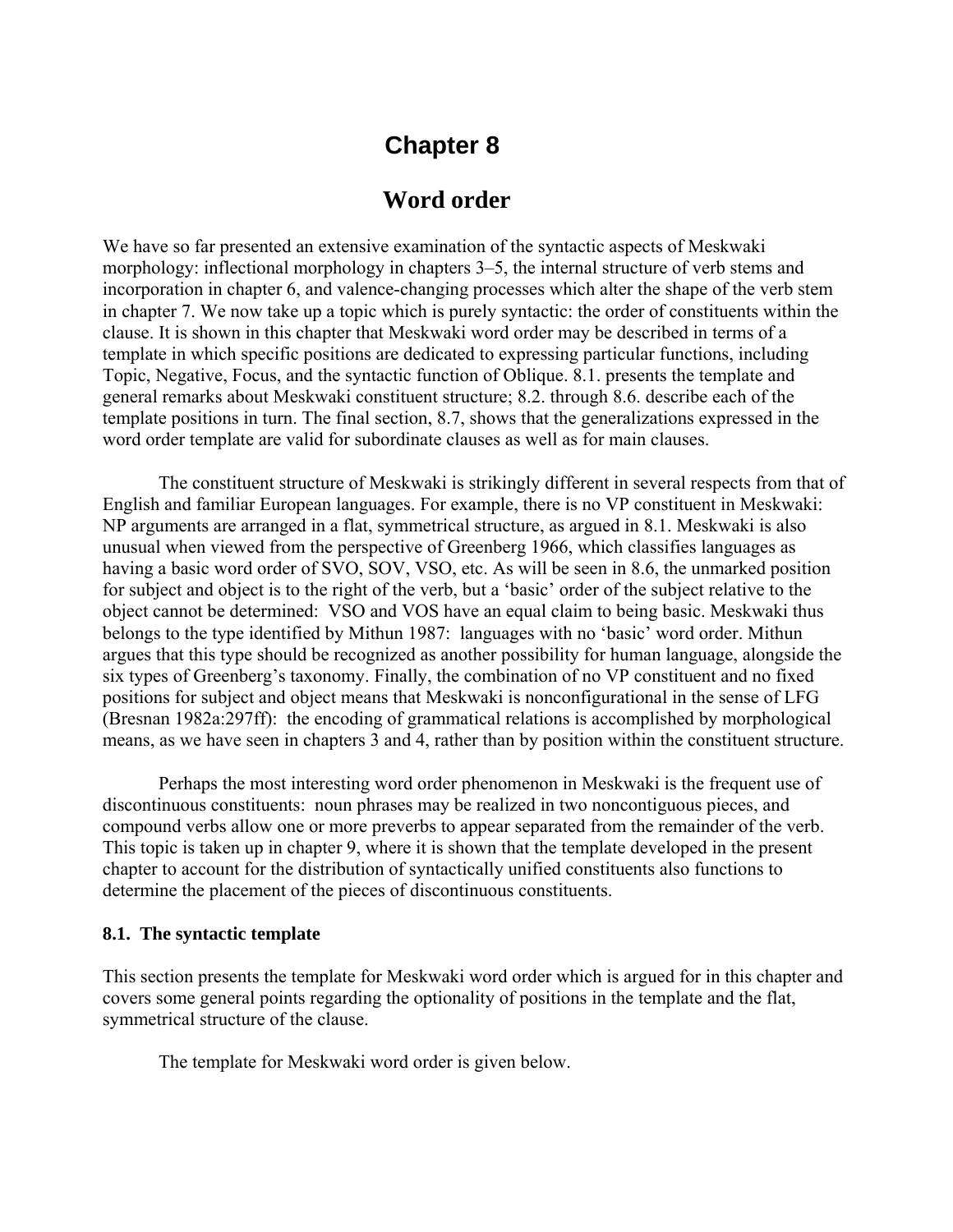# Chapter 8

# Word order

We have so far presented an extensive examination of the syntactic aspects of Meskwaki morphology: inflectional morphology in chapters 3–5, the internal structure of verb stems and incorporation in chapter 6, and valence-changing processes which alter the shape of the verb stem in chapter 7. We now take up a topic which is purely syntactic: the order of constituents within the clause. It is shown in this chapter that Meskwaki word order may be described in terms of a template in which specific positions are dedicated to expressing particular functions, including Topic, Negative, Focus, and the syntactic function of Oblique. 8.1. presents the template and general remarks about Meskwaki constituent structure; 8.2. through 8.6. describe each of the template positions in turn. The final section, 8.7, shows that the generalizations expressed in the word order template are valid for subordinate clauses as well as for main clauses.

The constituent structure of Meskwaki is strikingly different in several respects from that of English and familiar European languages. For example, there is no VP constituent in Meskwaki: NP arguments are arranged in a flat, symmetrical structure, as argued in 8.1. Meskwaki is also unusual when viewed from the perspective of Greenberg 1966, which classifies languages as having a basic word order of SVO, SOV, VSO, etc. As will be seen in 8.6, the unmarked position for subject and object is to the right of the verb, but a 'basic' order of the subject relative to the object cannot be determined: VSO and VOS have an equal claim to being basic. Meskwaki thus belongs to the type identified by Mithun 1987: languages with no 'basic' word order. Mithun argues that this type should be recognized as another possibility for human language, alongside the six types of Greenberg's taxonomy. Finally, the combination of no VP constituent and no fixed positions for subject and object means that Meskwaki is nonconfigurational in the sense of LFG (Bresnan 1982a:297ff): the encoding of grammatical relations is accomplished by morphological means, as we have seen in chapters 3 and 4, rather than by position within the constituent structure.

Perhaps the most interesting word order phenomenon in Meskwaki is the frequent use of discontinuous constituents: noun phrases may be realized in two noncontiguous pieces, and compound verbs allow one or more preverbs to appear separated from the remainder of the verb. This topic is taken up in chapter 9, where it is shown that the template developed in the present chapter to account for the distribution of syntactically unified constituents also functions to determine the placement of the pieces of discontinuous constituents.

### 8.1. The syntactic template

This section presents the template for Meskwaki word order which is argued for in this chapter and covers some general points regarding the optionality of positions in the template and the flat, symmetrical structure of the clause.

The template for Meskwaki word order is given below.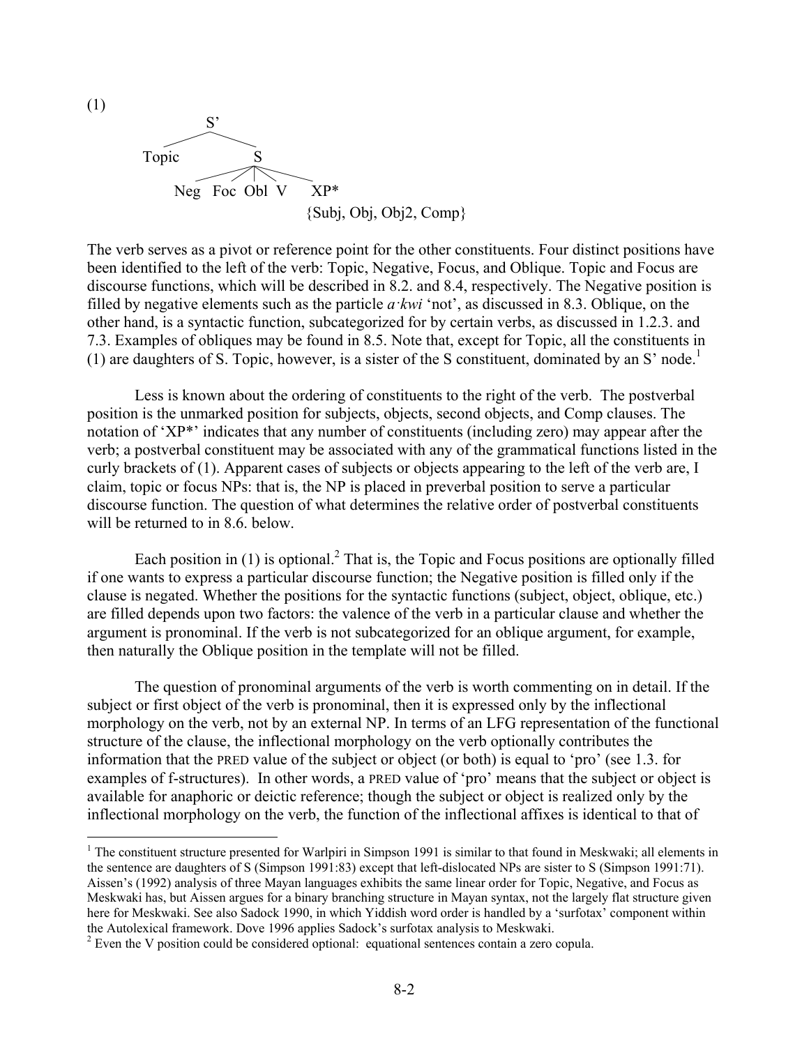(1)

```
              S'
         /         \
     Topic           S
              /   /  |  \   \
           Neg  Foc Obl  V   XP*
                             {Subj, Obj, Obj2, Comp}
```

The verb serves as a pivot or reference point for the other constituents. Four distinct positions have been identified to the left of the verb: Topic, Negative, Focus, and Oblique. Topic and Focus are discourse functions, which will be described in 8.2. and 8.4, respectively. The Negative position is filled by negative elements such as the particle *a·kwi* 'not', as discussed in 8.3. Oblique, on the other hand, is a syntactic function, subcategorized for by certain verbs, as discussed in 1.2.3. and 7.3. Examples of obliques may be found in 8.5. Note that, except for Topic, all the constituents in (1) are daughters of S. Topic, however, is a sister of the S constituent, dominated by an S' node.[1]

Less is known about the ordering of constituents to the right of the verb. The postverbal position is the unmarked position for subjects, objects, second objects, and Comp clauses. The notation of 'XP*' indicates that any number of constituents (including zero) may appear after the verb; a postverbal constituent may be associated with any of the grammatical functions listed in the curly brackets of (1). Apparent cases of subjects or objects appearing to the left of the verb are, I claim, topic or focus NPs: that is, the NP is placed in preverbal position to serve a particular discourse function. The question of what determines the relative order of postverbal constituents will be returned to in 8.6. below.

Each position in (1) is optional.[2] That is, the Topic and Focus positions are optionally filled if one wants to express a particular discourse function; the Negative position is filled only if the clause is negated. Whether the positions for the syntactic functions (subject, object, oblique, etc.) are filled depends upon two factors: the valence of the verb in a particular clause and whether the argument is pronominal. If the verb is not subcategorized for an oblique argument, for example, then naturally the Oblique position in the template will not be filled.

The question of pronominal arguments of the verb is worth commenting on in detail. If the subject or first object of the verb is pronominal, then it is expressed only by the inflectional morphology on the verb, not by an external NP. In terms of an LFG representation of the functional structure of the clause, the inflectional morphology on the verb optionally contributes the information that the PRED value of the subject or object (or both) is equal to 'pro' (see 1.3. for examples of f-structures). In other words, a PRED value of 'pro' means that the subject or object is available for anaphoric or deictic reference; though the subject or object is realized only by the inflectional morphology on the verb, the function of the inflectional affixes is identical to that of

---

[1] The constituent structure presented for Warlpiri in Simpson 1991 is similar to that found in Meskwaki; all elements in the sentence are daughters of S (Simpson 1991:83) except that left-dislocated NPs are sister to S (Simpson 1991:71). Aissen's (1992) analysis of three Mayan languages exhibits the same linear order for Topic, Negative, and Focus as Meskwaki has, but Aissen argues for a binary branching structure in Mayan syntax, not the largely flat structure given here for Meskwaki. See also Sadock 1990, in which Yiddish word order is handled by a 'surfotax' component within the Autolexical framework. Dove 1996 applies Sadock's surfotax analysis to Meskwaki.

[2] Even the V position could be considered optional: equational sentences contain a zero copula.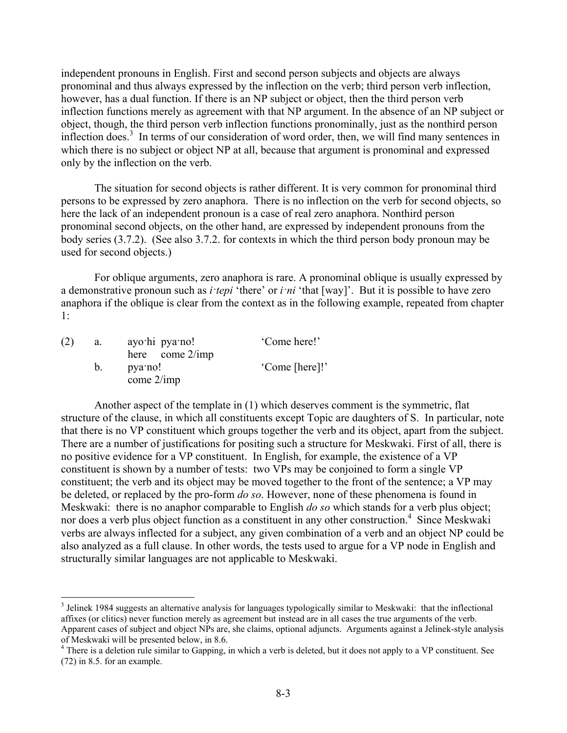independent pronouns in English. First and second person subjects and objects are always pronominal and thus always expressed by the inflection on the verb; third person verb inflection, however, has a dual function. If there is an NP subject or object, then the third person verb inflection functions merely as agreement with that NP argument. In the absence of an NP subject or object, though, the third person verb inflection functions pronominally, just as the nonthird person inflection does.[3] In terms of our consideration of word order, then, we will find many sentences in which there is no subject or object NP at all, because that argument is pronominal and expressed only by the inflection on the verb.

The situation for second objects is rather different. It is very common for pronominal third persons to be expressed by zero anaphora. There is no inflection on the verb for second objects, so here the lack of an independent pronoun is a case of real zero anaphora. Nonthird person pronominal second objects, on the other hand, are expressed by independent pronouns from the body series (3.7.2). (See also 3.7.2. for contexts in which the third person body pronoun may be used for second objects.)

For oblique arguments, zero anaphora is rare. A pronominal oblique is usually expressed by a demonstrative pronoun such as *i·tepi* 'there' or *i·ni* 'that [way]'. But it is possible to have zero anaphora if the oblique is clear from the context as in the following example, repeated from chapter 1:

(2) a. ayo·hi pya·no! 'Come here!'
    here come 2/imp
  b. pya·no! 'Come [here]!'
    come 2/imp

Another aspect of the template in (1) which deserves comment is the symmetric, flat structure of the clause, in which all constituents except Topic are daughters of S. In particular, note that there is no VP constituent which groups together the verb and its object, apart from the subject. There are a number of justifications for positing such a structure for Meskwaki. First of all, there is no positive evidence for a VP constituent. In English, for example, the existence of a VP constituent is shown by a number of tests: two VPs may be conjoined to form a single VP constituent; the verb and its object may be moved together to the front of the sentence; a VP may be deleted, or replaced by the pro-form *do so*. However, none of these phenomena is found in Meskwaki: there is no anaphor comparable to English *do so* which stands for a verb plus object; nor does a verb plus object function as a constituent in any other construction.[4] Since Meskwaki verbs are always inflected for a subject, any given combination of a verb and an object NP could be also analyzed as a full clause. In other words, the tests used to argue for a VP node in English and structurally similar languages are not applicable to Meskwaki.

---

[3] Jelinek 1984 suggests an alternative analysis for languages typologically similar to Meskwaki: that the inflectional affixes (or clitics) never function merely as agreement but instead are in all cases the true arguments of the verb. Apparent cases of subject and object NPs are, she claims, optional adjuncts. Arguments against a Jelinek-style analysis of Meskwaki will be presented below, in 8.6.

[4] There is a deletion rule similar to Gapping, in which a verb is deleted, but it does not apply to a VP constituent. See (72) in 8.5. for an example.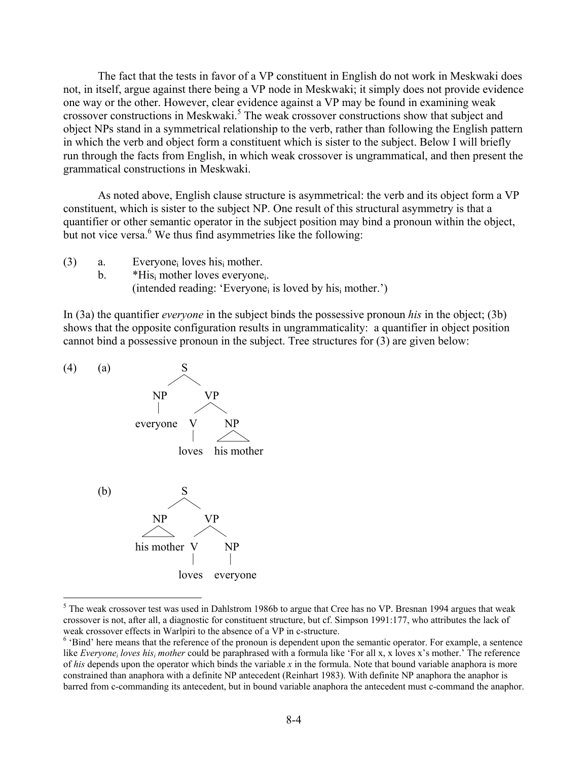The fact that the tests in favor of a VP constituent in English do not work in Meskwaki does not, in itself, argue against there being a VP node in Meskwaki; it simply does not provide evidence one way or the other. However, clear evidence against a VP may be found in examining weak crossover constructions in Meskwaki.[5] The weak crossover constructions show that subject and object NPs stand in a symmetrical relationship to the verb, rather than following the English pattern in which the verb and object form a constituent which is sister to the subject. Below I will briefly run through the facts from English, in which weak crossover is ungrammatical, and then present the grammatical constructions in Meskwaki.

As noted above, English clause structure is asymmetrical: the verb and its object form a VP constituent, which is sister to the subject NP. One result of this structural asymmetry is that a quantifier or other semantic operator in the subject position may bind a pronoun within the object, but not vice versa.[6] We thus find asymmetries like the following:

(3) a. Everyone$_i$ loves his$_i$ mother.
  b. *His$_i$ mother loves everyone$_i$.
  (intended reading: 'Everyone$_i$ is loved by his$_i$ mother.')

In (3a) the quantifier *everyone* in the subject binds the possessive pronoun *his* in the object; (3b) shows that the opposite configuration results in ungrammaticality: a quantifier in object position cannot bind a possessive pronoun in the subject. Tree structures for (3) are given below:

(4) (a)

```
            S
          /   \
        NP     VP
        |     /  \
  everyone   V    NP
             |    /\
           loves his mother
```

(b)

```
            S
          /   \
        NP     VP
        /\    /  \
 his mother  V    NP
             |    |
           loves everyone
```

---

[5] The weak crossover test was used in Dahlstrom 1986b to argue that Cree has no VP. Bresnan 1994 argues that weak crossover is not, after all, a diagnostic for constituent structure, but cf. Simpson 1991:177, who attributes the lack of weak crossover effects in Warlpiri to the absence of a VP in c-structure.

[6] 'Bind' here means that the reference of the pronoun is dependent upon the semantic operator. For example, a sentence like *Everyone$_i$ loves his$_i$ mother* could be paraphrased with a formula like 'For all x, x loves x's mother.' The reference of *his* depends upon the operator which binds the variable *x* in the formula. Note that bound variable anaphora is more constrained than anaphora with a definite NP antecedent (Reinhart 1983). With definite NP anaphora the anaphor is barred from c-commanding its antecedent, but in bound variable anaphora the antecedent must c-command the anaphor.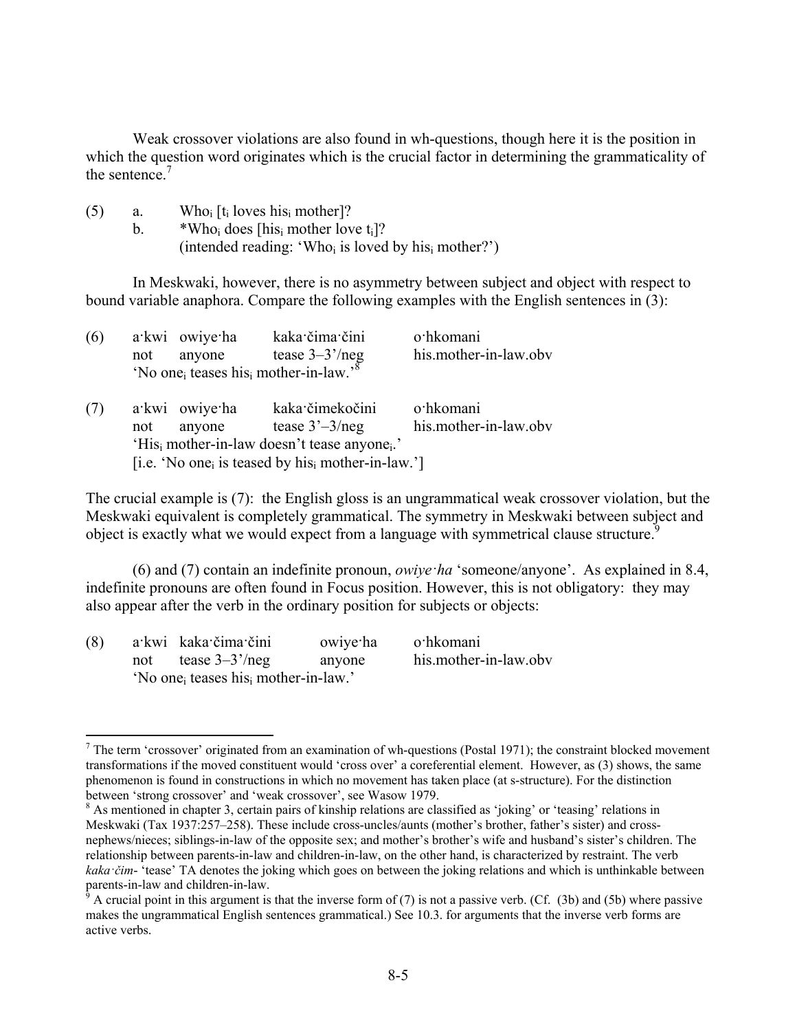Weak crossover violations are also found in wh-questions, though here it is the position in which the question word originates which is the crucial factor in determining the grammaticality of the sentence.[7]

(5) a. Who$_i$ [t$_i$ loves his$_i$ mother]?
 b. *Who$_i$ does [his$_i$ mother love t$_i$]?
 (intended reading: 'Who$_i$ is loved by his$_i$ mother?')

In Meskwaki, however, there is no asymmetry between subject and object with respect to bound variable anaphora. Compare the following examples with the English sentences in (3):

(6) a·kwi owiye·ha kaka·čima·čini o·hkomani
 not anyone tease 3–3'/neg his.mother-in-law.obv
 'No one$_i$ teases his$_i$ mother-in-law.'[8]

(7) a·kwi owiye·ha kaka·čimekočini o·hkomani
 not anyone tease 3'–3/neg his.mother-in-law.obv
 'His$_i$ mother-in-law doesn't tease anyone$_i$.'
 [i.e. 'No one$_i$ is teased by his$_i$ mother-in-law.']

The crucial example is (7): the English gloss is an ungrammatical weak crossover violation, but the Meskwaki equivalent is completely grammatical. The symmetry in Meskwaki between subject and object is exactly what we would expect from a language with symmetrical clause structure.[9]

(6) and (7) contain an indefinite pronoun, *owiye·ha* 'someone/anyone'. As explained in 8.4, indefinite pronouns are often found in Focus position. However, this is not obligatory: they may also appear after the verb in the ordinary position for subjects or objects:

(8) a·kwi kaka·čima·čini owiye·ha o·hkomani
 not tease 3–3'/neg anyone his.mother-in-law.obv
 'No one$_i$ teases his$_i$ mother-in-law.'

---

[7] The term 'crossover' originated from an examination of wh-questions (Postal 1971); the constraint blocked movement transformations if the moved constituent would 'cross over' a coreferential element. However, as (3) shows, the same phenomenon is found in constructions in which no movement has taken place (at s-structure). For the distinction between 'strong crossover' and 'weak crossover', see Wasow 1979.

[8] As mentioned in chapter 3, certain pairs of kinship relations are classified as 'joking' or 'teasing' relations in Meskwaki (Tax 1937:257–258). These include cross-uncles/aunts (mother's brother, father's sister) and cross-nephews/nieces; siblings-in-law of the opposite sex; and mother's brother's wife and husband's sister's children. The relationship between parents-in-law and children-in-law, on the other hand, is characterized by restraint. The verb *kaka·čim-* 'tease' TA denotes the joking which goes on between the joking relations and which is unthinkable between parents-in-law and children-in-law.

[9] A crucial point in this argument is that the inverse form of (7) is not a passive verb. (Cf. (3b) and (5b) where passive makes the ungrammatical English sentences grammatical.) See 10.3. for arguments that the inverse verb forms are active verbs.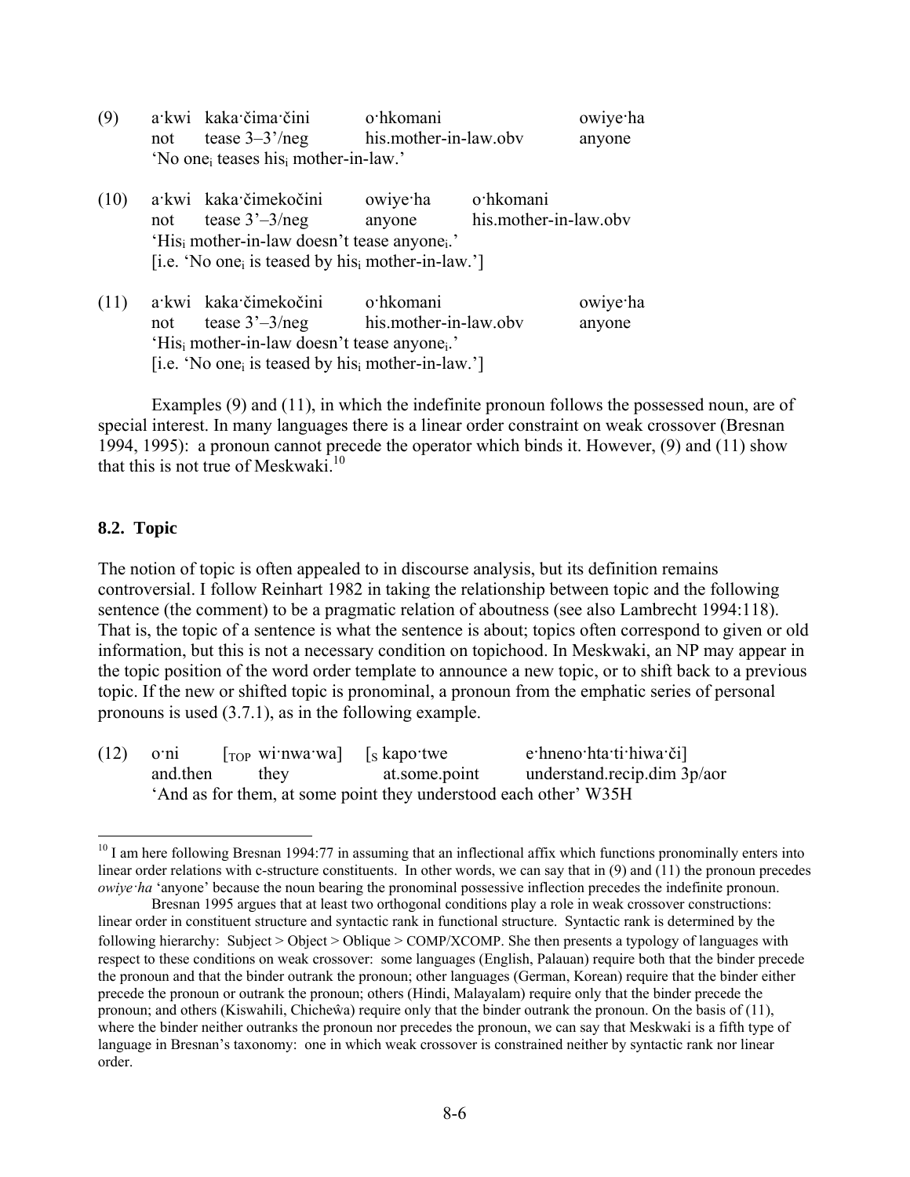(9) a·kwi kaka·čima·čini o·hkomani owiye·ha
 not tease 3–3'/neg his.mother-in-law.obv anyone
 'No one$_i$ teases his$_i$ mother-in-law.'

(10) a·kwi kaka·čimekočini owiye·ha o·hkomani
 not tease 3'–3/neg anyone his.mother-in-law.obv
 'His$_i$ mother-in-law doesn't tease anyone$_i$.'
 [i.e. 'No one$_i$ is teased by his$_i$ mother-in-law.']

(11) a·kwi kaka·čimekočini o·hkomani owiye·ha
 not tease 3'–3/neg his.mother-in-law.obv anyone
 'His$_i$ mother-in-law doesn't tease anyone$_i$.'
 [i.e. 'No one$_i$ is teased by his$_i$ mother-in-law.']

Examples (9) and (11), in which the indefinite pronoun follows the possessed noun, are of special interest. In many languages there is a linear order constraint on weak crossover (Bresnan 1994, 1995): a pronoun cannot precede the operator which binds it. However, (9) and (11) show that this is not true of Meskwaki.[10]

## 8.2. Topic

The notion of topic is often appealed to in discourse analysis, but its definition remains controversial. I follow Reinhart 1982 in taking the relationship between topic and the following sentence (the comment) to be a pragmatic relation of aboutness (see also Lambrecht 1994:118). That is, the topic of a sentence is what the sentence is about; topics often correspond to given or old information, but this is not a necessary condition on topichood. In Meskwaki, an NP may appear in the topic position of the word order template to announce a new topic, or to shift back to a previous topic. If the new or shifted topic is pronominal, a pronoun from the emphatic series of personal pronouns is used (3.7.1), as in the following example.

(12) o·ni [$_{TOP}$ wi·nwa·wa] [$_S$ kapo·twe e·hneno·hta·ti·hiwa·či]
 and.then they at.some.point understand.recip.dim 3p/aor
 'And as for them, at some point they understood each other' W35H

---

[10] I am here following Bresnan 1994:77 in assuming that an inflectional affix which functions pronominally enters into linear order relations with c-structure constituents. In other words, we can say that in (9) and (11) the pronoun precedes *owiye·ha* 'anyone' because the noun bearing the pronominal possessive inflection precedes the indefinite pronoun.

Bresnan 1995 argues that at least two orthogonal conditions play a role in weak crossover constructions: linear order in constituent structure and syntactic rank in functional structure. Syntactic rank is determined by the following hierarchy: Subject > Object > Oblique > COMP/XCOMP. She then presents a typology of languages with respect to these conditions on weak crossover: some languages (English, Palauan) require both that the binder precede the pronoun and that the binder outrank the pronoun; other languages (German, Korean) require that the binder either precede the pronoun or outrank the pronoun; others (Hindi, Malayalam) require only that the binder precede the pronoun; and others (Kiswahili, Chicheŵa) require only that the binder outrank the pronoun. On the basis of (11), where the binder neither outranks the pronoun nor precedes the pronoun, we can say that Meskwaki is a fifth type of language in Bresnan's taxonomy: one in which weak crossover is constrained neither by syntactic rank nor linear order.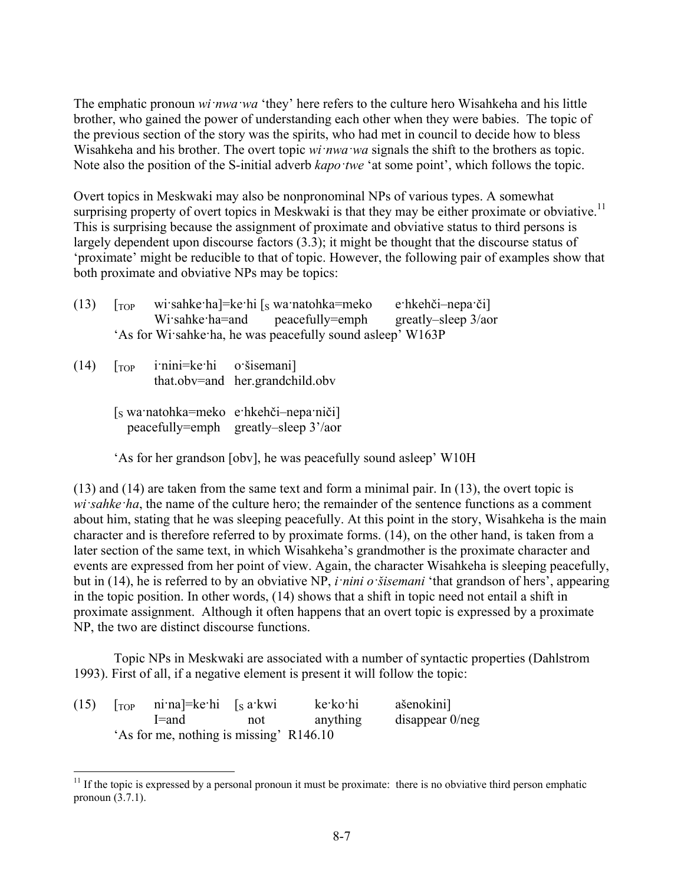The emphatic pronoun *wi·nwa·wa* 'they' here refers to the culture hero Wisahkeha and his little brother, who gained the power of understanding each other when they were babies. The topic of the previous section of the story was the spirits, who had met in council to decide how to bless Wisahkeha and his brother. The overt topic *wi·nwa·wa* signals the shift to the brothers as topic. Note also the position of the S-initial adverb *kapo·twe* 'at some point', which follows the topic.

Overt topics in Meskwaki may also be nonpronominal NPs of various types. A somewhat surprising property of overt topics in Meskwaki is that they may be either proximate or obviative.[11] This is surprising because the assignment of proximate and obviative status to third persons is largely dependent upon discourse factors (3.3); it might be thought that the discourse status of 'proximate' might be reducible to that of topic. However, the following pair of examples show that both proximate and obviative NPs may be topics:

(13) [$_{TOP}$ wi·sahke·ha]=ke·hi [$_{S}$ wa·natohka=meko e·hkehči–nepa·či]
Wi·sahke·ha=and peacefully=emph greatly–sleep 3/aor
'As for Wi·sahke·ha, he was peacefully sound asleep' W163P

(14) [$_{TOP}$ i·nini=ke·hi o·šisemani]
that.obv=and her.grandchild.obv

[$_{S}$ wa·natohka=meko e·hkehči–nepa·niči]
peacefully=emph greatly–sleep 3'/aor

'As for her grandson [obv], he was peacefully sound asleep' W10H

(13) and (14) are taken from the same text and form a minimal pair. In (13), the overt topic is *wi·sahke·ha*, the name of the culture hero; the remainder of the sentence functions as a comment about him, stating that he was sleeping peacefully. At this point in the story, Wisahkeha is the main character and is therefore referred to by proximate forms. (14), on the other hand, is taken from a later section of the same text, in which Wisahkeha's grandmother is the proximate character and events are expressed from her point of view. Again, the character Wisahkeha is sleeping peacefully, but in (14), he is referred to by an obviative NP, *i·nini o·šisemani* 'that grandson of hers', appearing in the topic position. In other words, (14) shows that a shift in topic need not entail a shift in proximate assignment. Although it often happens that an overt topic is expressed by a proximate NP, the two are distinct discourse functions.

Topic NPs in Meskwaki are associated with a number of syntactic properties (Dahlstrom 1993). First of all, if a negative element is present it will follow the topic:

(15) [$_{TOP}$ ni·na]=ke·hi [$_{S}$ a·kwi ke·ko·hi ašenokini]
I=and not anything disappear 0/neg
'As for me, nothing is missing' R146.10

[11] If the topic is expressed by a personal pronoun it must be proximate: there is no obviative third person emphatic pronoun (3.7.1).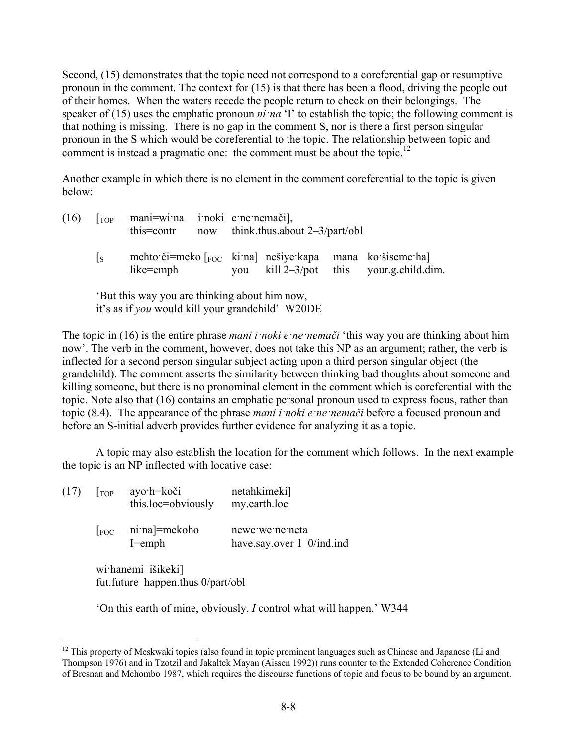Second, (15) demonstrates that the topic need not correspond to a coreferential gap or resumptive pronoun in the comment. The context for (15) is that there has been a flood, driving the people out of their homes. When the waters recede the people return to check on their belongings. The speaker of (15) uses the emphatic pronoun *ni·na* 'I' to establish the topic; the following comment is that nothing is missing. There is no gap in the comment S, nor is there a first person singular pronoun in the S which would be coreferential to the topic. The relationship between topic and comment is instead a pragmatic one: the comment must be about the topic.[12]

Another example in which there is no element in the comment coreferential to the topic is given below:

```
(16)  [TOP  mani=wi·na    i·noki  e·ne·nemači],
            this=contr    now     think.thus.about 2–3/part/obl

      [S    mehto·či=meko [FOC  ki·na]  nešiye·kapa   mana  ko·šiseme·ha]
            like=emph             you     kill 2–3/pot  this  your.g.child.dim.
```

'But this way you are thinking about him now,
it's as if *you* would kill your grandchild' W20DE

The topic in (16) is the entire phrase *mani i·noki e·ne·nemači* 'this way you are thinking about him now'. The verb in the comment, however, does not take this NP as an argument; rather, the verb is inflected for a second person singular subject acting upon a third person singular object (the grandchild). The comment asserts the similarity between thinking bad thoughts about someone and killing someone, but there is no pronominal element in the comment which is coreferential with the topic. Note also that (16) contains an emphatic personal pronoun used to express focus, rather than topic (8.4). The appearance of the phrase *mani i·noki e·ne·nemači* before a focused pronoun and before an S-initial adverb provides further evidence for analyzing it as a topic.

A topic may also establish the location for the comment which follows. In the next example the topic is an NP inflected with locative case:

```
(17)  [TOP  ayo·h=koči           netahkimeki]
            this.loc=obviously   my.earth.loc

      [FOC  ni·na]=mekoho        newe·we·ne·neta
            I=emph               have.say.over 1–0/ind.ind

      wi·hanemi–išikeki]
      fut.future–happen.thus 0/part/obl
```

'On this earth of mine, obviously, *I* control what will happen.' W344

[12] This property of Meskwaki topics (also found in topic prominent languages such as Chinese and Japanese (Li and Thompson 1976) and in Tzotzil and Jakaltek Mayan (Aissen 1992)) runs counter to the Extended Coherence Condition of Bresnan and Mchombo 1987, which requires the discourse functions of topic and focus to be bound by an argument.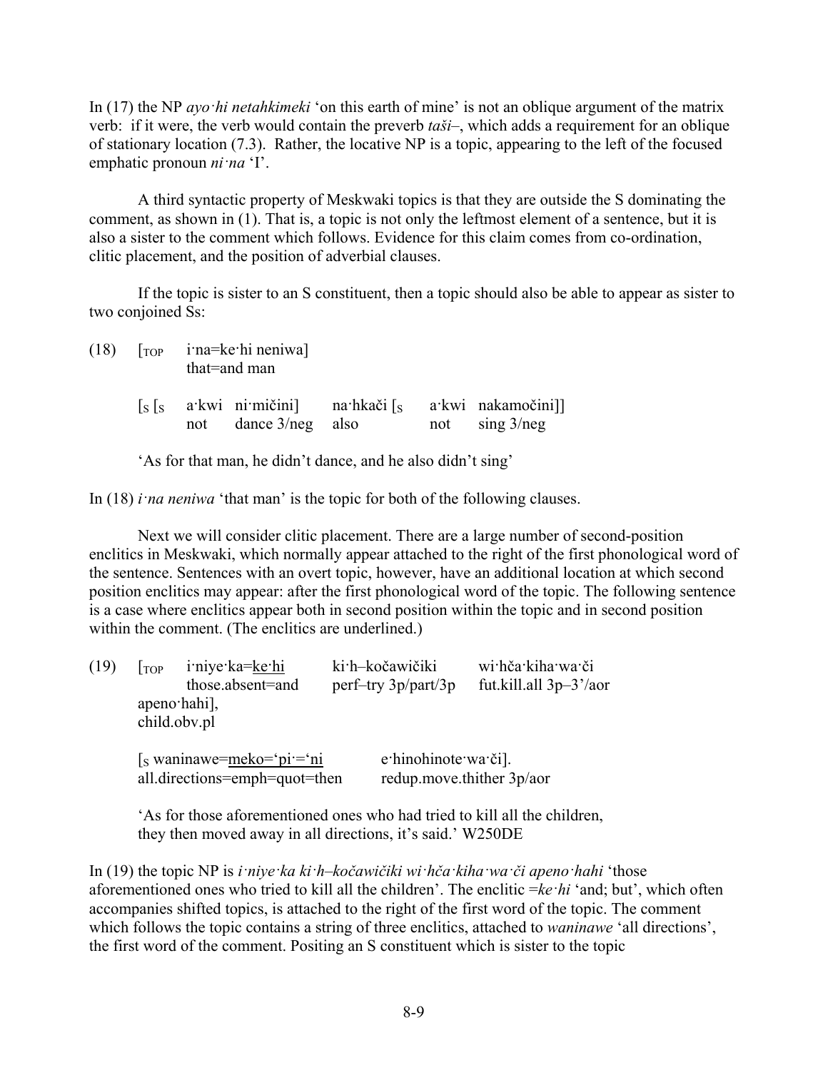In (17) the NP *ayo·hi netahkimeki* 'on this earth of mine' is not an oblique argument of the matrix verb: if it were, the verb would contain the preverb *taši–*, which adds a requirement for an oblique of stationary location (7.3). Rather, the locative NP is a topic, appearing to the left of the focused emphatic pronoun *ni·na* 'I'.

A third syntactic property of Meskwaki topics is that they are outside the S dominating the comment, as shown in (1). That is, a topic is not only the leftmost element of a sentence, but it is also a sister to the comment which follows. Evidence for this claim comes from co-ordination, clitic placement, and the position of adverbial clauses.

If the topic is sister to an S constituent, then a topic should also be able to appear as sister to two conjoined Ss:

(18) [TOP i·na=ke·hi neniwa]
 that=and man

 [S [S a·kwi ni·mičini] na·hkači [S a·kwi nakamočini]]
 not dance 3/neg also not sing 3/neg

 'As for that man, he didn't dance, and he also didn't sing'

In (18) *i·na neniwa* 'that man' is the topic for both of the following clauses.

Next we will consider clitic placement. There are a large number of second-position enclitics in Meskwaki, which normally appear attached to the right of the first phonological word of the sentence. Sentences with an overt topic, however, have an additional location at which second position enclitics may appear: after the first phonological word of the topic. The following sentence is a case where enclitics appear both in second position within the topic and in second position within the comment. (The enclitics are underlined.)

(19) [TOP i·niye·ka=<u>ke·hi</u> ki·h–kočawičiki wi·hča·kiha·wa·či
 those.absent=and perf–try 3p/part/3p fut.kill.all 3p–3'/aor
 apeno·hahi],
 child.obv.pl

 [S waninawe=<u>meko</u>=<u>'pi·</u>=<u>'ni</u> e·hinohinote·wa·či].
 all.directions=emph=quot=then redup.move.thither 3p/aor

 'As for those aforementioned ones who had tried to kill all the children, they then moved away in all directions, it's said.' W250DE

In (19) the topic NP is *i·niye·ka ki·h–kočawičiki wi·hča·kiha·wa·či apeno·hahi* 'those aforementioned ones who tried to kill all the children'. The enclitic *=ke·hi* 'and; but', which often accompanies shifted topics, is attached to the right of the first word of the topic. The comment which follows the topic contains a string of three enclitics, attached to *waninawe* 'all directions', the first word of the comment. Positing an S constituent which is sister to the topic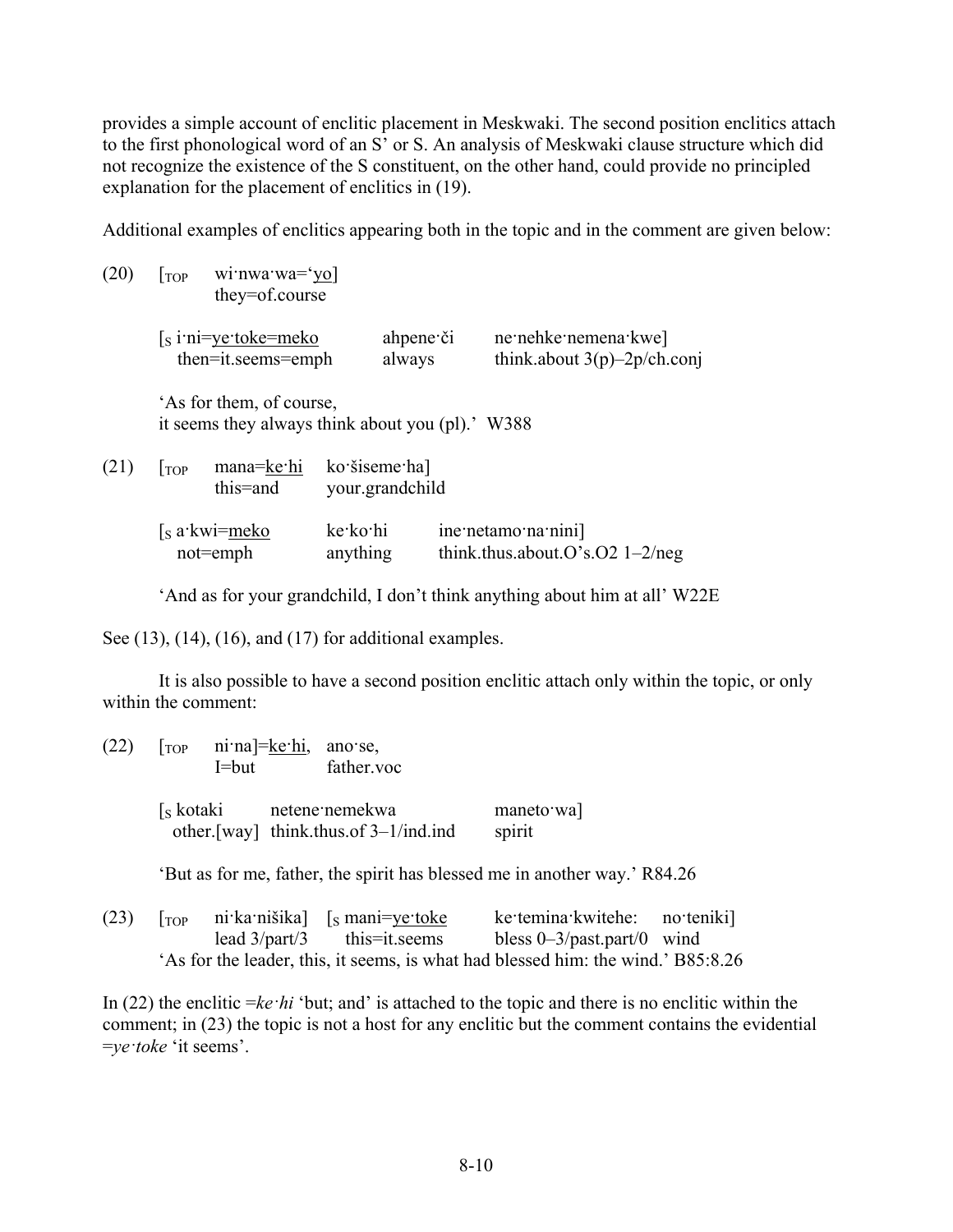provides a simple account of enclitic placement in Meskwaki. The second position enclitics attach to the first phonological word of an S' or S. An analysis of Meskwaki clause structure which did not recognize the existence of the S constituent, on the other hand, could provide no principled explanation for the placement of enclitics in (19).

Additional examples of enclitics appearing both in the topic and in the comment are given below:

(20) [$_{TOP}$ wi·nwa·wa='<u>yo</u>]
they=of.course

[$_S$ i·ni=<u>ye·toke</u>=<u>meko</u> ahpene·či ne·nehke·nemena·kwe]
then=it.seems=emph always think.about 3(p)–2p/ch.conj

'As for them, of course,
it seems they always think about you (pl).' W388

(21) [$_{TOP}$ mana=<u>ke·hi</u> ko·šiseme·ha]
this=and your.grandchild

[$_S$ a·kwi=<u>meko</u> ke·ko·hi ine·netamo·na·nini]
not=emph anything think.thus.about.O's.O2 1–2/neg

'And as for your grandchild, I don't think anything about him at all' W22E

See (13), (14), (16), and (17) for additional examples.

It is also possible to have a second position enclitic attach only within the topic, or only within the comment:

(22) [$_{TOP}$ ni·na]=<u>ke·hi</u>, ano·se,
I=but father.voc

[$_S$ kotaki netene·nemekwa maneto·wa]
other.[way] think.thus.of 3–1/ind.ind spirit

'But as for me, father, the spirit has blessed me in another way.' R84.26

(23) [$_{TOP}$ ni·ka·nišika] [$_S$ mani=<u>ye·toke</u> ke·temina·kwitehe: no·teniki]
lead 3/part/3 this=it.seems bless 0–3/past.part/0 wind
'As for the leader, this, it seems, is what had blessed him: the wind.' B85:8.26

In (22) the enclitic =*ke·hi* 'but; and' is attached to the topic and there is no enclitic within the comment; in (23) the topic is not a host for any enclitic but the comment contains the evidential =*ye·toke* 'it seems'.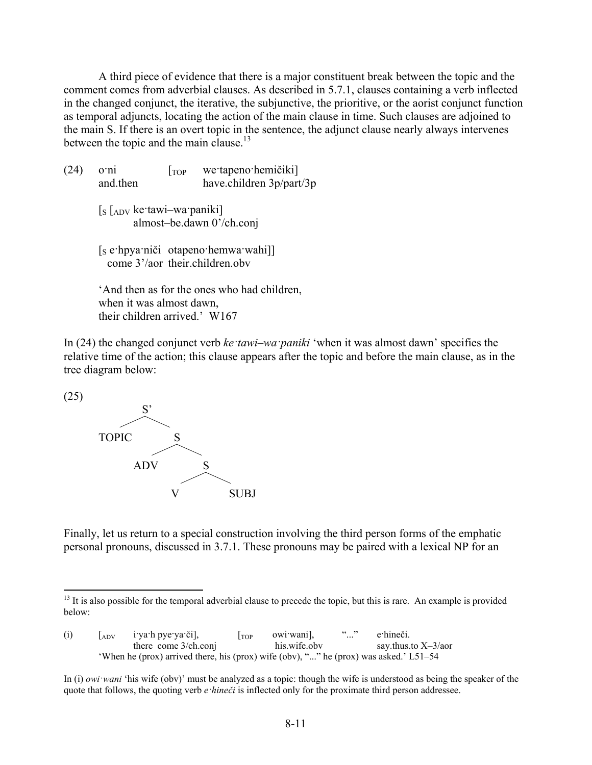A third piece of evidence that there is a major constituent break between the topic and the comment comes from adverbial clauses. As described in 5.7.1, clauses containing a verb inflected in the changed conjunct, the iterative, the subjunctive, the prioritive, or the aorist conjunct function as temporal adjuncts, locating the action of the main clause in time. Such clauses are adjoined to the main S. If there is an overt topic in the sentence, the adjunct clause nearly always intervenes between the topic and the main clause.[13]

(24) o·ni [$_{TOP}$ we·tapeno·hemičiki]
and.then have.children 3p/part/3p

[$_S$ [$_{ADV}$ ke·tawi–wa·paniki]
almost–be.dawn 0'/ch.conj

[$_S$ e·hpya·niči otapeno·hemwa·wahi]]
come 3'/aor their.children.obv

'And then as for the ones who had children,
when it was almost dawn,
their children arrived.' W167

In (24) the changed conjunct verb *ke·tawi–wa·paniki* 'when it was almost dawn' specifies the relative time of the action; this clause appears after the topic and before the main clause, as in the tree diagram below:

(25)

```
        S'
       /  \
  TOPIC    S
          / \
       ADV   S
            / \
           V   SUBJ
```

Finally, let us return to a special construction involving the third person forms of the emphatic personal pronouns, discussed in 3.7.1. These pronouns may be paired with a lexical NP for an

---

[13] It is also possible for the temporal adverbial clause to precede the topic, but this is rare. An example is provided below:

(i) [$_{ADV}$ i·ya·h pye·ya·či], [$_{TOP}$ owi·wani], "..." e·hineči.
there come 3/ch.conj his.wife.obv say.thus.to X–3/aor
'When he (prox) arrived there, his (prox) wife (obv), "..." he (prox) was asked.' L51–54

In (i) *owi·wani* 'his wife (obv)' must be analyzed as a topic: though the wife is understood as being the speaker of the quote that follows, the quoting verb *e·hineči* is inflected only for the proximate third person addressee.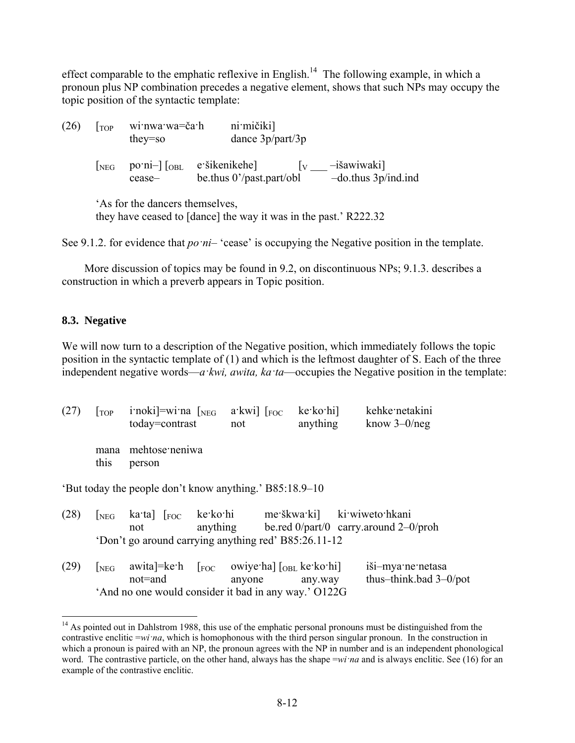effect comparable to the emphatic reflexive in English.[14] The following example, in which a pronoun plus NP combination precedes a negative element, shows that such NPs may occupy the topic position of the syntactic template:

(26) [$_{TOP}$ wi·nwa·wa=ča·h ni·mičiki]
they=so dance 3p/part/3p

[$_{NEG}$ po·ni–] [$_{OBL}$ e·šikenikehe] [$_{V}$ ___ –išawiwaki]
cease– be.thus 0'/past.part/obl –do.thus 3p/ind.ind

'As for the dancers themselves,
they have ceased to [dance] the way it was in the past.' R222.32

See 9.1.2. for evidence that *po·ni–* 'cease' is occupying the Negative position in the template.

More discussion of topics may be found in 9.2, on discontinuous NPs; 9.1.3. describes a construction in which a preverb appears in Topic position.

## 8.3. Negative

We will now turn to a description of the Negative position, which immediately follows the topic position in the syntactic template of (1) and which is the leftmost daughter of S. Each of the three independent negative words—*a·kwi, awita, ka·ta*—occupies the Negative position in the template:

(27) [$_{TOP}$ i·noki]=wi·na [$_{NEG}$ a·kwi] [$_{FOC}$ ke·ko·hi] kehke·netakini
today=contrast not anything know 3–0/neg

mana mehtose·neniwa
this person

'But today the people don't know anything.' B85:18.9–10

(28) [$_{NEG}$ ka·ta] [$_{FOC}$ ke·ko·hi me·škwa·ki] ki·wiweto·hkani
not anything be.red 0/part/0 carry.around 2–0/proh
'Don't go around carrying anything red' B85:26.11-12

(29) [$_{NEG}$ awita]=ke·h [$_{FOC}$ owiye·ha] [$_{OBL}$ ke·ko·hi] iši–mya·ne·netasa
not=and anyone any.way thus–think.bad 3–0/pot
'And no one would consider it bad in any way.' O122G

---

[14] As pointed out in Dahlstrom 1988, this use of the emphatic personal pronouns must be distinguished from the contrastive enclitic =*wi·na*, which is homophonous with the third person singular pronoun. In the construction in which a pronoun is paired with an NP, the pronoun agrees with the NP in number and is an independent phonological word. The contrastive particle, on the other hand, always has the shape =*wi·na* and is always enclitic. See (16) for an example of the contrastive enclitic.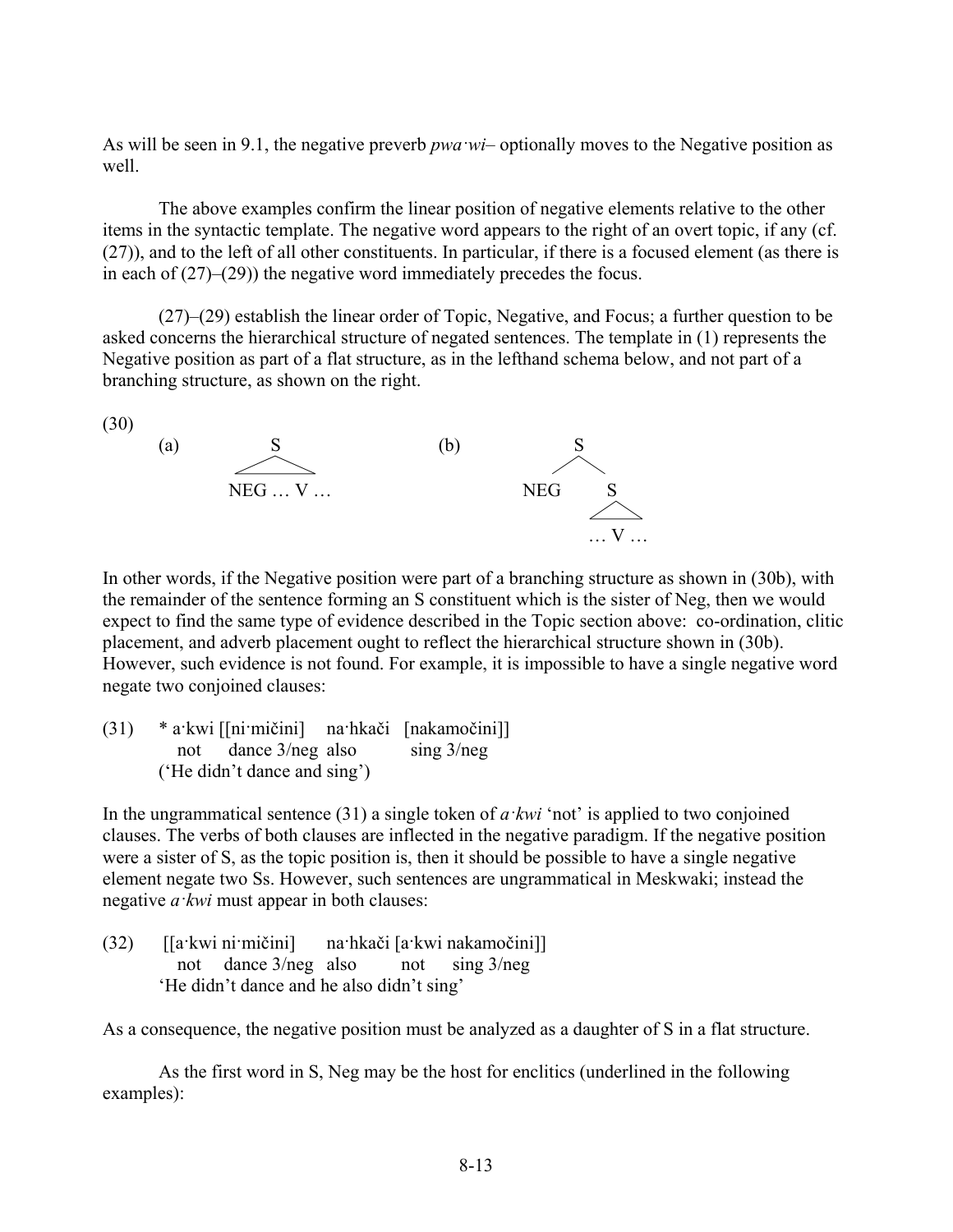As will be seen in 9.1, the negative preverb *pwa·wi–* optionally moves to the Negative position as well.

The above examples confirm the linear position of negative elements relative to the other items in the syntactic template. The negative word appears to the right of an overt topic, if any (cf. (27)), and to the left of all other constituents. In particular, if there is a focused element (as there is in each of (27)–(29)) the negative word immediately precedes the focus.

(27)–(29) establish the linear order of Topic, Negative, and Focus; a further question to be asked concerns the hierarchical structure of negated sentences. The template in (1) represents the Negative position as part of a flat structure, as in the lefthand schema below, and not part of a branching structure, as shown on the right.

(30)

(a)
```
        S
   /‾‾‾‾‾‾‾‾\
  NEG … V …
```

(b)
```
        S
       / \
    NEG   S
         /‾\
        … V …
```

In other words, if the Negative position were part of a branching structure as shown in (30b), with the remainder of the sentence forming an S constituent which is the sister of Neg, then we would expect to find the same type of evidence described in the Topic section above: co-ordination, clitic placement, and adverb placement ought to reflect the hierarchical structure shown in (30b). However, such evidence is not found. For example, it is impossible to have a single negative word negate two conjoined clauses:

(31) * a·kwi [[ni·mičini] na·hkači [nakamočini]]
not dance 3/neg also sing 3/neg
('He didn't dance and sing')

In the ungrammatical sentence (31) a single token of *a·kwi* 'not' is applied to two conjoined clauses. The verbs of both clauses are inflected in the negative paradigm. If the negative position were a sister of S, as the topic position is, then it should be possible to have a single negative element negate two Ss. However, such sentences are ungrammatical in Meskwaki; instead the negative *a·kwi* must appear in both clauses:

(32) [[a·kwi ni·mičini] na·hkači [a·kwi nakamočini]]
not dance 3/neg also not sing 3/neg
'He didn't dance and he also didn't sing'

As a consequence, the negative position must be analyzed as a daughter of S in a flat structure.

As the first word in S, Neg may be the host for enclitics (underlined in the following examples):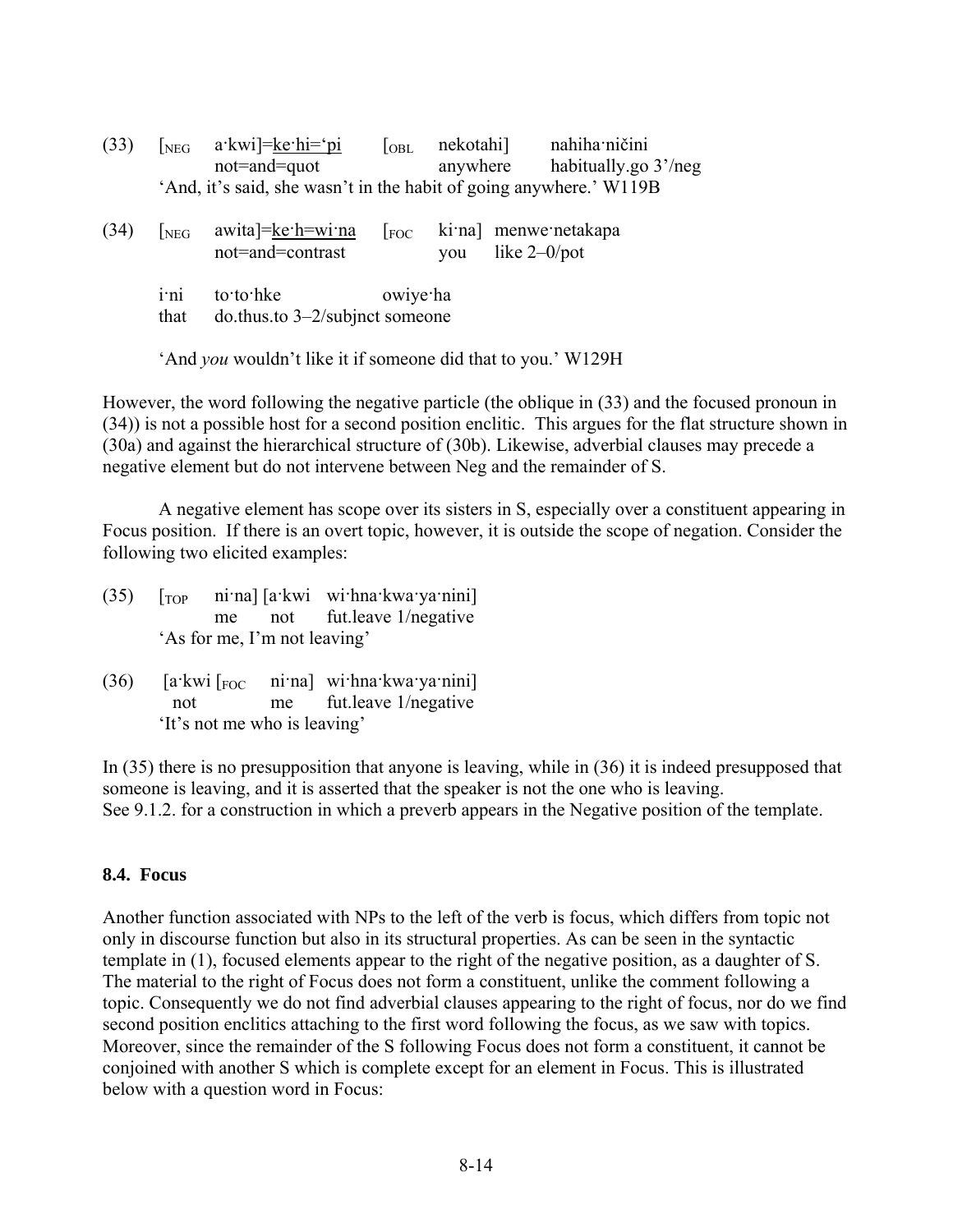(33) [NEG a·kwi]=<u>ke·hi=‘pi</u> [OBL nekotahi] nahiha·ničini
not=and=quot anywhere habitually.go 3’/neg
‘And, it’s said, she wasn’t in the habit of going anywhere.’ W119B

(34) [NEG awita]=<u>ke·h=wi·na</u> [FOC ki·na] menwe·netakapa
not=and=contrast you like 2–0/pot

i·ni to·to·hke owiye·ha
that do.thus.to 3–2/subjnct someone

‘And *you* wouldn’t like it if someone did that to you.’ W129H

However, the word following the negative particle (the oblique in (33) and the focused pronoun in (34)) is not a possible host for a second position enclitic. This argues for the flat structure shown in (30a) and against the hierarchical structure of (30b). Likewise, adverbial clauses may precede a negative element but do not intervene between Neg and the remainder of S.

A negative element has scope over its sisters in S, especially over a constituent appearing in Focus position. If there is an overt topic, however, it is outside the scope of negation. Consider the following two elicited examples:

(35) [TOP ni·na] [a·kwi wi·hna·kwa·ya·nini]
me not fut.leave 1/negative
‘As for me, I’m not leaving’

(36) [a·kwi [FOC ni·na] wi·hna·kwa·ya·nini]
not me fut.leave 1/negative
‘It’s not me who is leaving’

In (35) there is no presupposition that anyone is leaving, while in (36) it is indeed presupposed that someone is leaving, and it is asserted that the speaker is not the one who is leaving.
See 9.1.2. for a construction in which a preverb appears in the Negative position of the template.

## 8.4. Focus

Another function associated with NPs to the left of the verb is focus, which differs from topic not only in discourse function but also in its structural properties. As can be seen in the syntactic template in (1), focused elements appear to the right of the negative position, as a daughter of S. The material to the right of Focus does not form a constituent, unlike the comment following a topic. Consequently we do not find adverbial clauses appearing to the right of focus, nor do we find second position enclitics attaching to the first word following the focus, as we saw with topics. Moreover, since the remainder of the S following Focus does not form a constituent, it cannot be conjoined with another S which is complete except for an element in Focus. This is illustrated below with a question word in Focus: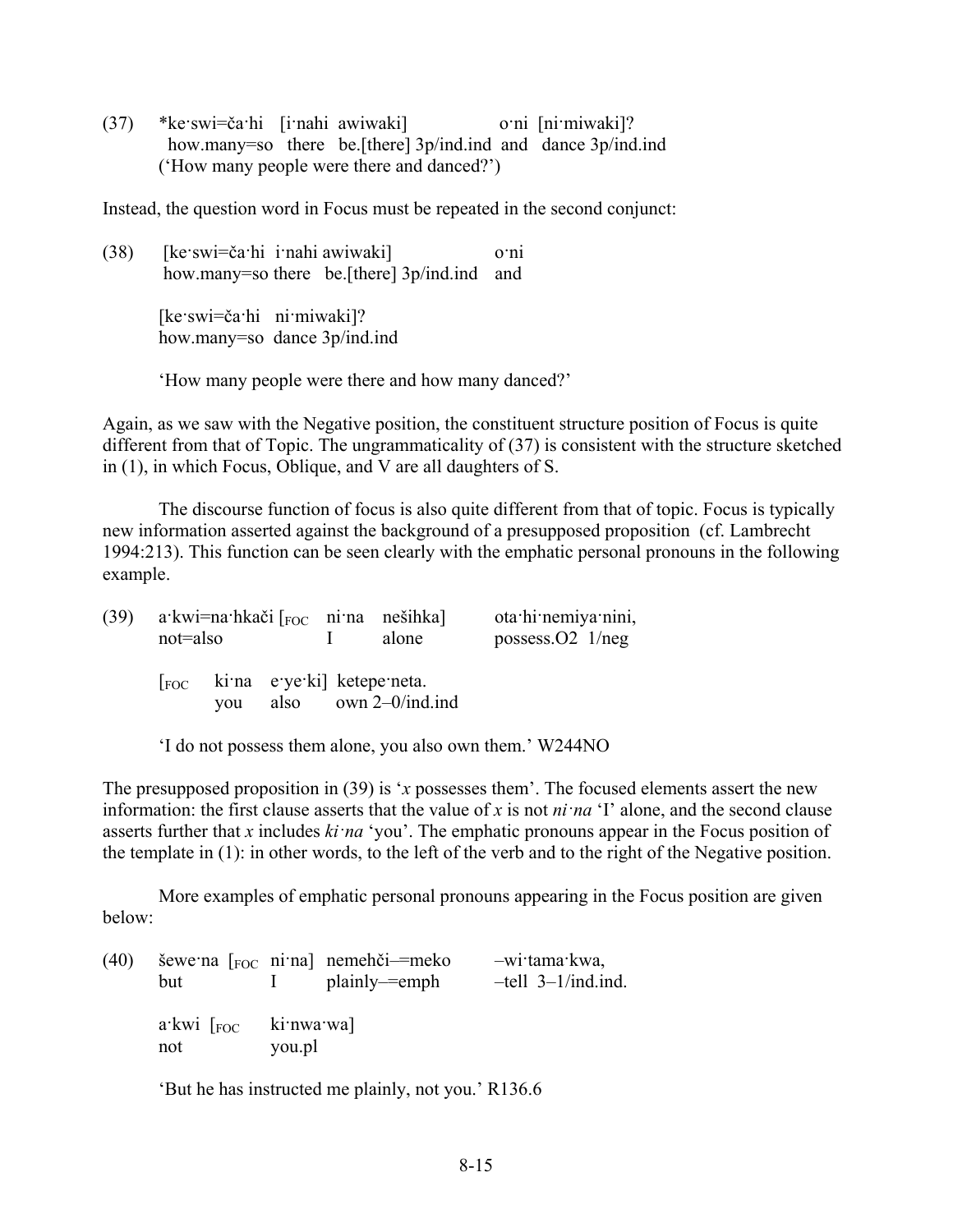(37) *ke·swi=ča·hi [i·nahi awiwaki] o·ni [ni·miwaki]?
  how.many=so there be.[there] 3p/ind.ind and dance 3p/ind.ind
  ('How many people were there and danced?')

Instead, the question word in Focus must be repeated in the second conjunct:

(38) [ke·swi=ča·hi i·nahi awiwaki] o·ni
  how.many=so there be.[there] 3p/ind.ind and

  [ke·swi=ča·hi ni·miwaki]?
  how.many=so dance 3p/ind.ind

  'How many people were there and how many danced?'

Again, as we saw with the Negative position, the constituent structure position of Focus is quite different from that of Topic. The ungrammaticality of (37) is consistent with the structure sketched in (1), in which Focus, Oblique, and V are all daughters of S.

The discourse function of focus is also quite different from that of topic. Focus is typically new information asserted against the background of a presupposed proposition (cf. Lambrecht 1994:213). This function can be seen clearly with the emphatic personal pronouns in the following example.

(39) a·kwi=na·hkači [$_{FOC}$ ni·na nešihka] ota·hi·nemiya·nini,
  not=also I alone possess.O2 1/neg

  [$_{FOC}$ ki·na e·ye·ki] ketepe·neta.
  you also own 2–0/ind.ind

  'I do not possess them alone, you also own them.' W244NO

The presupposed proposition in (39) is '*x* possesses them'. The focused elements assert the new information: the first clause asserts that the value of *x* is not *ni·na* 'I' alone, and the second clause asserts further that *x* includes *ki·na* 'you'. The emphatic pronouns appear in the Focus position of the template in (1): in other words, to the left of the verb and to the right of the Negative position.

More examples of emphatic personal pronouns appearing in the Focus position are given below:

(40) šewe·na [$_{FOC}$ ni·na] nemehči–=meko –wi·tama·kwa,
  but I plainly–=emph –tell 3–1/ind.ind.

  a·kwi [$_{FOC}$ ki·nwa·wa]
  not you.pl

  'But he has instructed me plainly, not you.' R136.6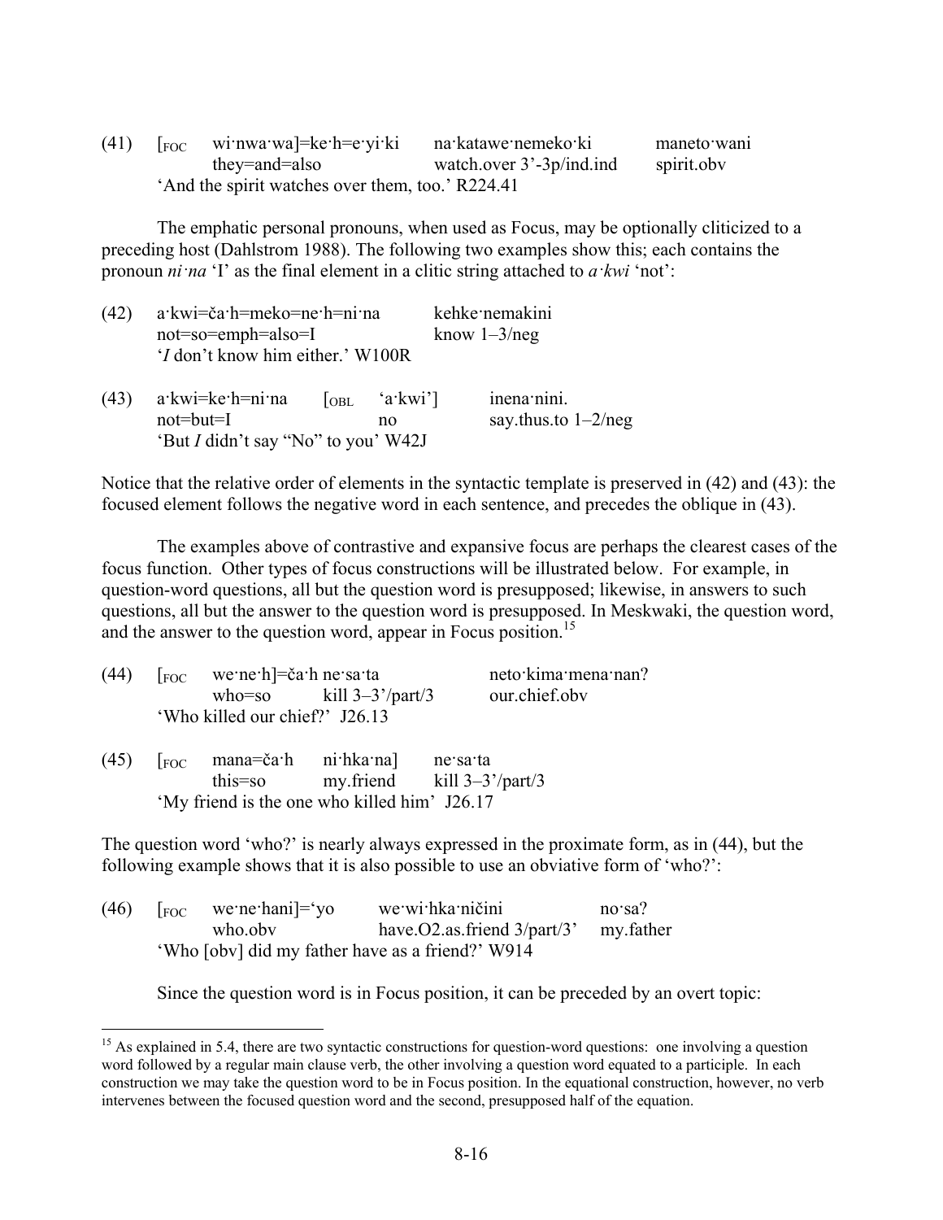(41) [<sub>FOC</sub> wi·nwa·wa]=ke·h=e·yi·ki na·katawe·nemeko·ki maneto·wani
     they=and=also watch.over 3'-3p/ind.ind spirit.obv
     'And the spirit watches over them, too.' R224.41

The emphatic personal pronouns, when used as Focus, may be optionally cliticized to a preceding host (Dahlstrom 1988). The following two examples show this; each contains the pronoun *ni·na* 'I' as the final element in a clitic string attached to *a·kwi* 'not':

(42) a·kwi=ča·h=meko=ne·h=ni·na kehke·nemakini
     not=so=emph=also=I know 1–3/neg
     '*I* don't know him either.' W100R

(43) a·kwi=ke·h=ni·na [<sub>OBL</sub> 'a·kwi'] inena·nini.
     not=but=I no say.thus.to 1–2/neg
     'But *I* didn't say "No" to you' W42J

Notice that the relative order of elements in the syntactic template is preserved in (42) and (43): the focused element follows the negative word in each sentence, and precedes the oblique in (43).

The examples above of contrastive and expansive focus are perhaps the clearest cases of the focus function. Other types of focus constructions will be illustrated below. For example, in question-word questions, all but the question word is presupposed; likewise, in answers to such questions, all but the answer to the question word is presupposed. In Meskwaki, the question word, and the answer to the question word, appear in Focus position.[15]

(44) [<sub>FOC</sub> we·ne·h]=ča·h ne·sa·ta neto·kima·mena·nan?
     who=so kill 3–3'/part/3 our.chief.obv
     'Who killed our chief?' J26.13

(45) [<sub>FOC</sub> mana=ča·h ni·hka·na] ne·sa·ta
     this=so my.friend kill 3–3'/part/3
     'My friend is the one who killed him' J26.17

The question word 'who?' is nearly always expressed in the proximate form, as in (44), but the following example shows that it is also possible to use an obviative form of 'who?':

(46) [<sub>FOC</sub> we·ne·hani]='yo we·wi·hka·ničini no·sa?
     who.obv have.O2.as.friend 3/part/3' my.father
     'Who [obv] did my father have as a friend?' W914

Since the question word is in Focus position, it can be preceded by an overt topic:

[15] As explained in 5.4, there are two syntactic constructions for question-word questions: one involving a question word followed by a regular main clause verb, the other involving a question word equated to a participle. In each construction we may take the question word to be in Focus position. In the equational construction, however, no verb intervenes between the focused question word and the second, presupposed half of the equation.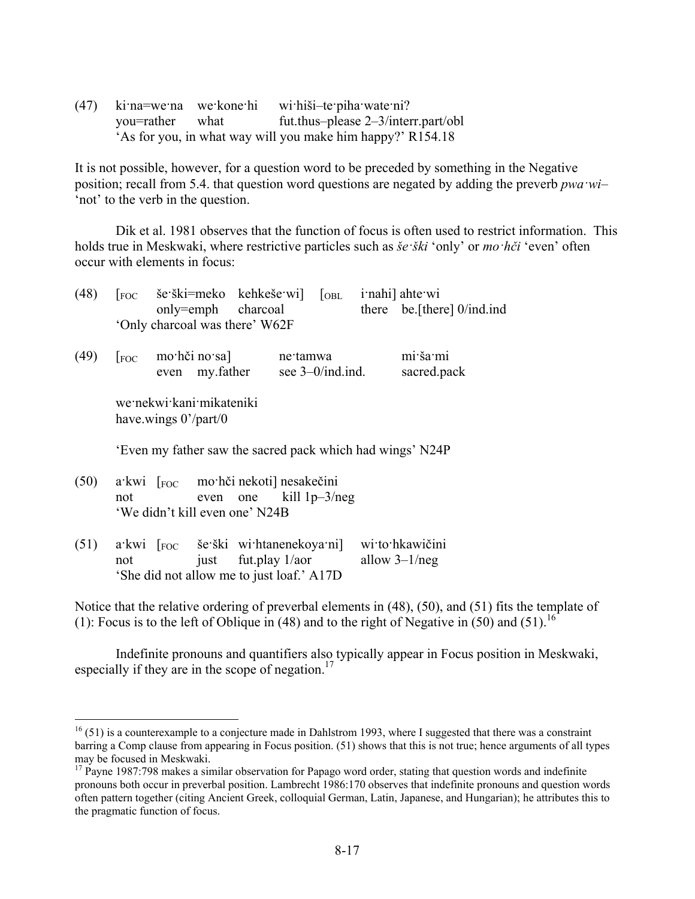(47) ki·na=we·na we·kone·hi wi·hiši–te·piha·wate·ni?
you=rather what fut.thus–please 2–3/interr.part/obl
'As for you, in what way will you make him happy?' R154.18

It is not possible, however, for a question word to be preceded by something in the Negative position; recall from 5.4. that question word questions are negated by adding the preverb *pwa·wi–* 'not' to the verb in the question.

Dik et al. 1981 observes that the function of focus is often used to restrict information. This holds true in Meskwaki, where restrictive particles such as *še·ški* 'only' or *mo·hči* 'even' often occur with elements in focus:

(48) [FOC še·ški=meko kehkeše·wi] [OBL i·nahi] ahte·wi
only=emph charcoal there be.[there] 0/ind.ind
'Only charcoal was there' W62F

(49) [FOC mo·hči no·sa] ne·tamwa mi·ša·mi
even my.father see 3–0/ind.ind. sacred.pack

we·nekwi·kani·mikateniki
have.wings 0'/part/0

'Even my father saw the sacred pack which had wings' N24P

(50) a·kwi [FOC mo·hči nekoti] nesakečini
not even one kill 1p–3/neg
'We didn't kill even one' N24B

(51) a·kwi [FOC še·ški wi·htanenekoya·ni] wi·to·hkawičini
not just fut.play 1/aor allow 3–1/neg
'She did not allow me to just loaf.' A17D

Notice that the relative ordering of preverbal elements in (48), (50), and (51) fits the template of (1): Focus is to the left of Oblique in (48) and to the right of Negative in (50) and (51).[16]

Indefinite pronouns and quantifiers also typically appear in Focus position in Meskwaki, especially if they are in the scope of negation.[17]

---

[16] (51) is a counterexample to a conjecture made in Dahlstrom 1993, where I suggested that there was a constraint barring a Comp clause from appearing in Focus position. (51) shows that this is not true; hence arguments of all types may be focused in Meskwaki.

[17] Payne 1987:798 makes a similar observation for Papago word order, stating that question words and indefinite pronouns both occur in preverbal position. Lambrecht 1986:170 observes that indefinite pronouns and question words often pattern together (citing Ancient Greek, colloquial German, Latin, Japanese, and Hungarian); he attributes this to the pragmatic function of focus.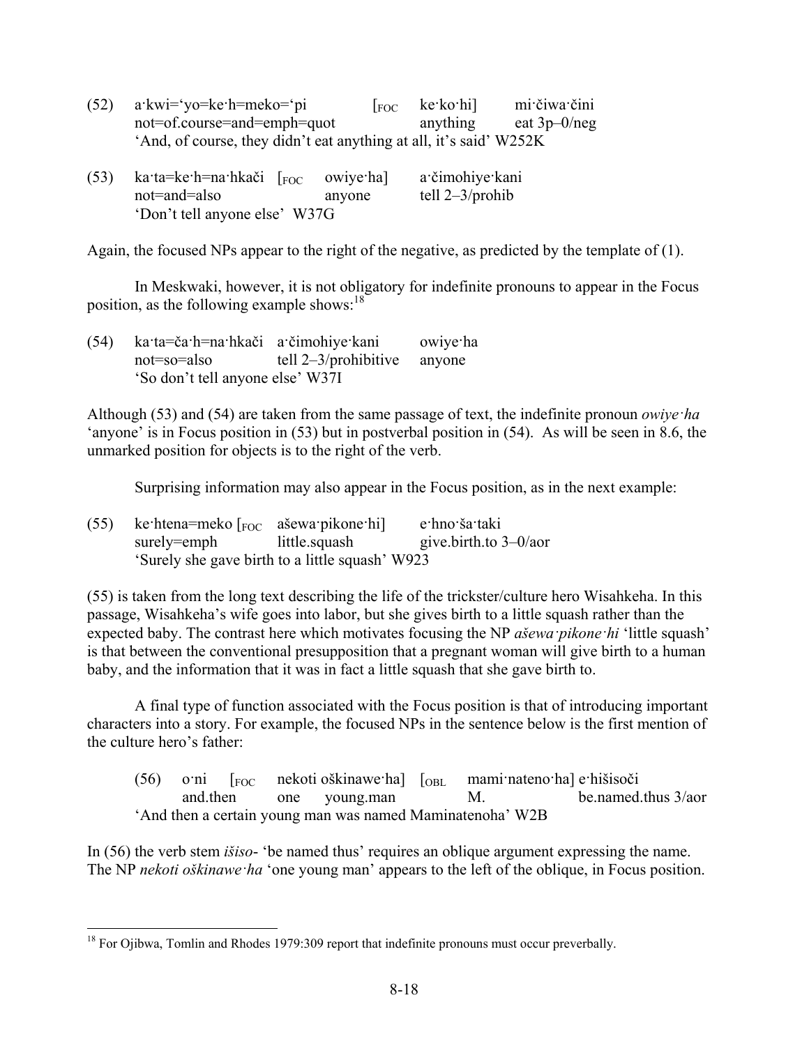(52) a·kwi=‘yo=ke·h=meko=‘pi [FOC ke·ko·hi] mi·čiwa·čini
not=of.course=and=emph=quot anything eat 3p–0/neg
‘And, of course, they didn’t eat anything at all, it’s said’ W252K

(53) ka·ta=ke·h=na·hkači [FOC owiye·ha] a·čimohiye·kani
not=and=also anyone tell 2–3/prohib
‘Don’t tell anyone else’ W37G

Again, the focused NPs appear to the right of the negative, as predicted by the template of (1).

In Meskwaki, however, it is not obligatory for indefinite pronouns to appear in the Focus position, as the following example shows:[18]

(54) ka·ta=ča·h=na·hkači a·čimohiye·kani owiye·ha
not=so=also tell 2–3/prohibitive anyone
‘So don’t tell anyone else’ W37I

Although (53) and (54) are taken from the same passage of text, the indefinite pronoun *owiye·ha* ‘anyone’ is in Focus position in (53) but in postverbal position in (54). As will be seen in 8.6, the unmarked position for objects is to the right of the verb.

Surprising information may also appear in the Focus position, as in the next example:

(55) ke·htena=meko [FOC ašewa·pikone·hi] e·hno·ša·taki
surely=emph little.squash give.birth.to 3–0/aor
‘Surely she gave birth to a little squash’ W923

(55) is taken from the long text describing the life of the trickster/culture hero Wisahkeha. In this passage, Wisahkeha’s wife goes into labor, but she gives birth to a little squash rather than the expected baby. The contrast here which motivates focusing the NP *ašewa·pikone·hi* ‘little squash’ is that between the conventional presupposition that a pregnant woman will give birth to a human baby, and the information that it was in fact a little squash that she gave birth to.

A final type of function associated with the Focus position is that of introducing important characters into a story. For example, the focused NPs in the sentence below is the first mention of the culture hero’s father:

(56) o·ni [FOC nekoti oškinawe·ha] [OBL mami·nateno·ha] e·hišisoči
and.then one young.man M. be.named.thus 3/aor
‘And then a certain young man was named Maminatenoha’ W2B

In (56) the verb stem *išiso-* ‘be named thus’ requires an oblique argument expressing the name. The NP *nekoti oškinawe·ha* ‘one young man’ appears to the left of the oblique, in Focus position.

---

[18] For Ojibwa, Tomlin and Rhodes 1979:309 report that indefinite pronouns must occur preverbally.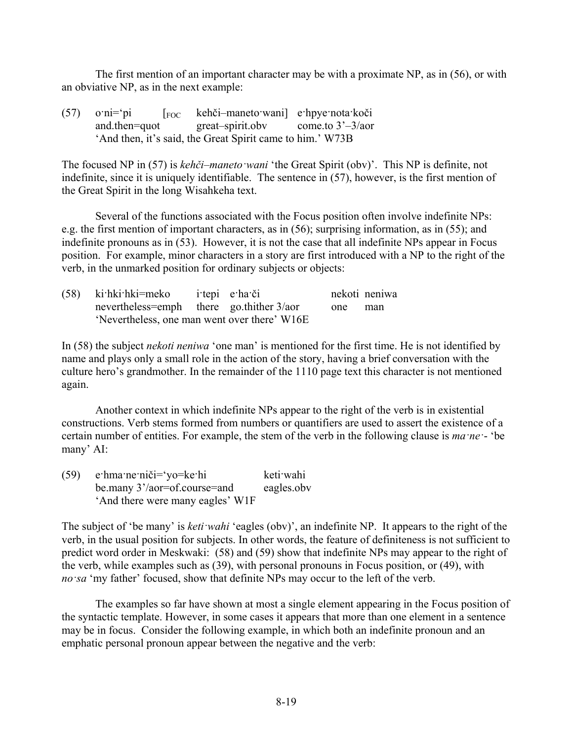The first mention of an important character may be with a proximate NP, as in (56), or with an obviative NP, as in the next example:

(57) o·ni=‘pi [$_{FOC}$ kehči–maneto·wani] e·hpye·nota·koči
   and.then=quot great–spirit.obv come.to 3’–3/aor
   ‘And then, it’s said, the Great Spirit came to him.’ W73B

The focused NP in (57) is *kehči–maneto·wani* ‘the Great Spirit (obv)’. This NP is definite, not indefinite, since it is uniquely identifiable. The sentence in (57), however, is the first mention of the Great Spirit in the long Wisahkeha text.

Several of the functions associated with the Focus position often involve indefinite NPs: e.g. the first mention of important characters, as in (56); surprising information, as in (55); and indefinite pronouns as in (53). However, it is not the case that all indefinite NPs appear in Focus position. For example, minor characters in a story are first introduced with a NP to the right of the verb, in the unmarked position for ordinary subjects or objects:

(58) ki·hki·hki=meko i·tepi e·ha·či nekoti neniwa
   nevertheless=emph there go.thither 3/aor one man
   ‘Nevertheless, one man went over there’ W16E

In (58) the subject *nekoti neniwa* ‘one man’ is mentioned for the first time. He is not identified by name and plays only a small role in the action of the story, having a brief conversation with the culture hero’s grandmother. In the remainder of the 1110 page text this character is not mentioned again.

Another context in which indefinite NPs appear to the right of the verb is in existential constructions. Verb stems formed from numbers or quantifiers are used to assert the existence of a certain number of entities. For example, the stem of the verb in the following clause is *ma·ne·-* ‘be many’ AI:

(59) e·hma·ne·niči=‘yo=ke·hi keti·wahi
   be.many 3’/aor=of.course=and eagles.obv
   ‘And there were many eagles’ W1F

The subject of ‘be many’ is *keti·wahi* ‘eagles (obv)’, an indefinite NP. It appears to the right of the verb, in the usual position for subjects. In other words, the feature of definiteness is not sufficient to predict word order in Meskwaki: (58) and (59) show that indefinite NPs may appear to the right of the verb, while examples such as (39), with personal pronouns in Focus position, or (49), with *no·sa* ‘my father’ focused, show that definite NPs may occur to the left of the verb.

The examples so far have shown at most a single element appearing in the Focus position of the syntactic template. However, in some cases it appears that more than one element in a sentence may be in focus. Consider the following example, in which both an indefinite pronoun and an emphatic personal pronoun appear between the negative and the verb: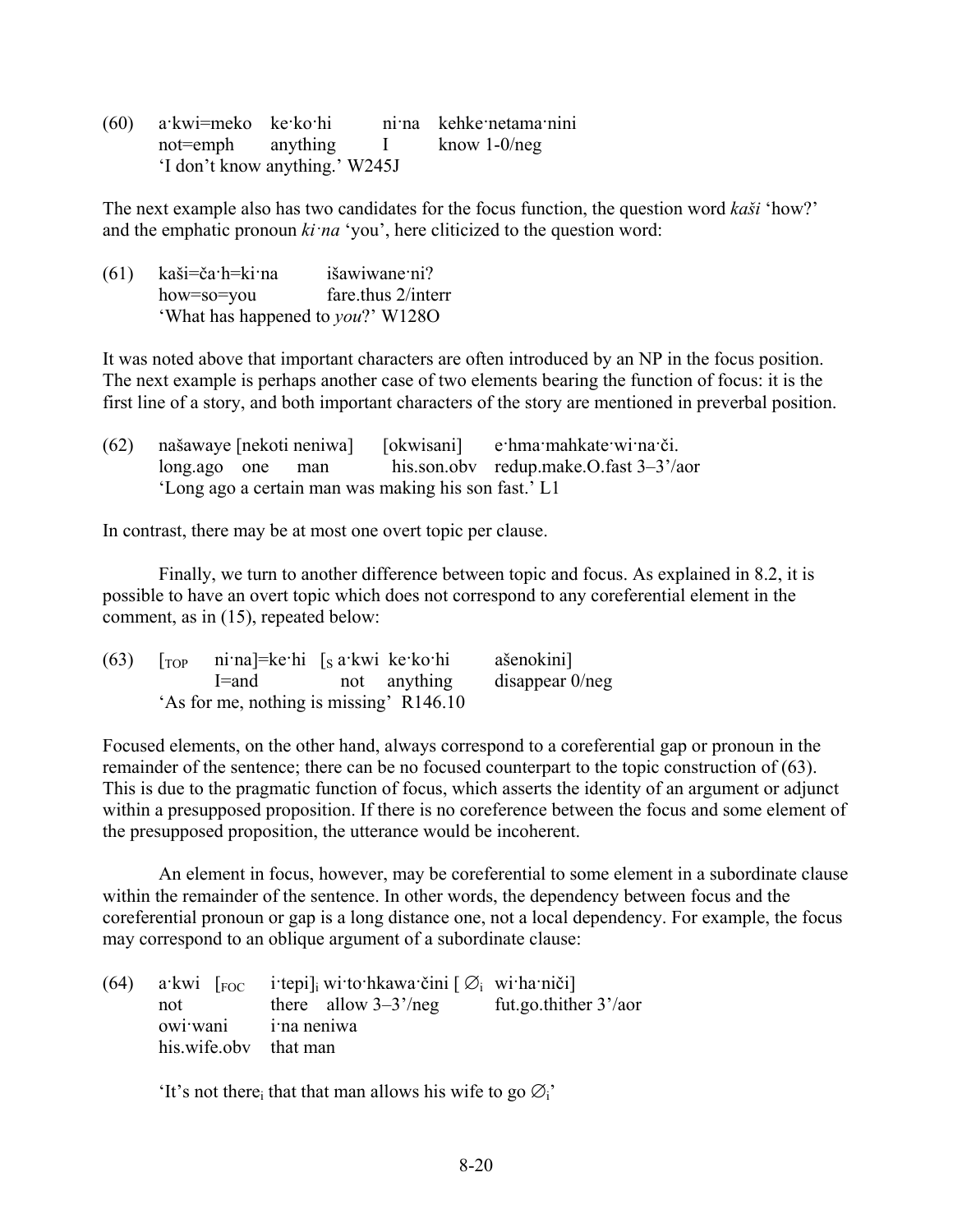(60) a·kwi=meko ke·ko·hi ni·na kehke·netama·nini
not=emph anything I know 1-0/neg
'I don't know anything.' W245J

The next example also has two candidates for the focus function, the question word *kaši* 'how?' and the emphatic pronoun *ki·na* 'you', here cliticized to the question word:

(61) kaši=ča·h=ki·na išawiwane·ni?
how=so=you fare.thus 2/interr
'What has happened to *you*?' W128O

It was noted above that important characters are often introduced by an NP in the focus position. The next example is perhaps another case of two elements bearing the function of focus: it is the first line of a story, and both important characters of the story are mentioned in preverbal position.

(62) našawaye [nekoti neniwa] [okwisani] e·hma·mahkate·wi·na·či.
long.ago one man his.son.obv redup.make.O.fast 3–3'/aor
'Long ago a certain man was making his son fast.' L1

In contrast, there may be at most one overt topic per clause.

Finally, we turn to another difference between topic and focus. As explained in 8.2, it is possible to have an overt topic which does not correspond to any coreferential element in the comment, as in (15), repeated below:

(63) [$_{TOP}$ ni·na]=ke·hi [$_S$ a·kwi ke·ko·hi ašenokini]
I=and not anything disappear 0/neg
'As for me, nothing is missing' R146.10

Focused elements, on the other hand, always correspond to a coreferential gap or pronoun in the remainder of the sentence; there can be no focused counterpart to the topic construction of (63). This is due to the pragmatic function of focus, which asserts the identity of an argument or adjunct within a presupposed proposition. If there is no coreference between the focus and some element of the presupposed proposition, the utterance would be incoherent.

An element in focus, however, may be coreferential to some element in a subordinate clause within the remainder of the sentence. In other words, the dependency between focus and the coreferential pronoun or gap is a long distance one, not a local dependency. For example, the focus may correspond to an oblique argument of a subordinate clause:

(64) a·kwi [$_{FOC}$ i·tepi]$_i$ wi·to·hkawa·čini [ $\varnothing_i$ wi·ha·niči]
not there allow 3–3'/neg fut.go.thither 3'/aor
owi·wani i·na neniwa
his.wife.obv that man

'It's not there$_i$ that that man allows his wife to go $\varnothing_i$'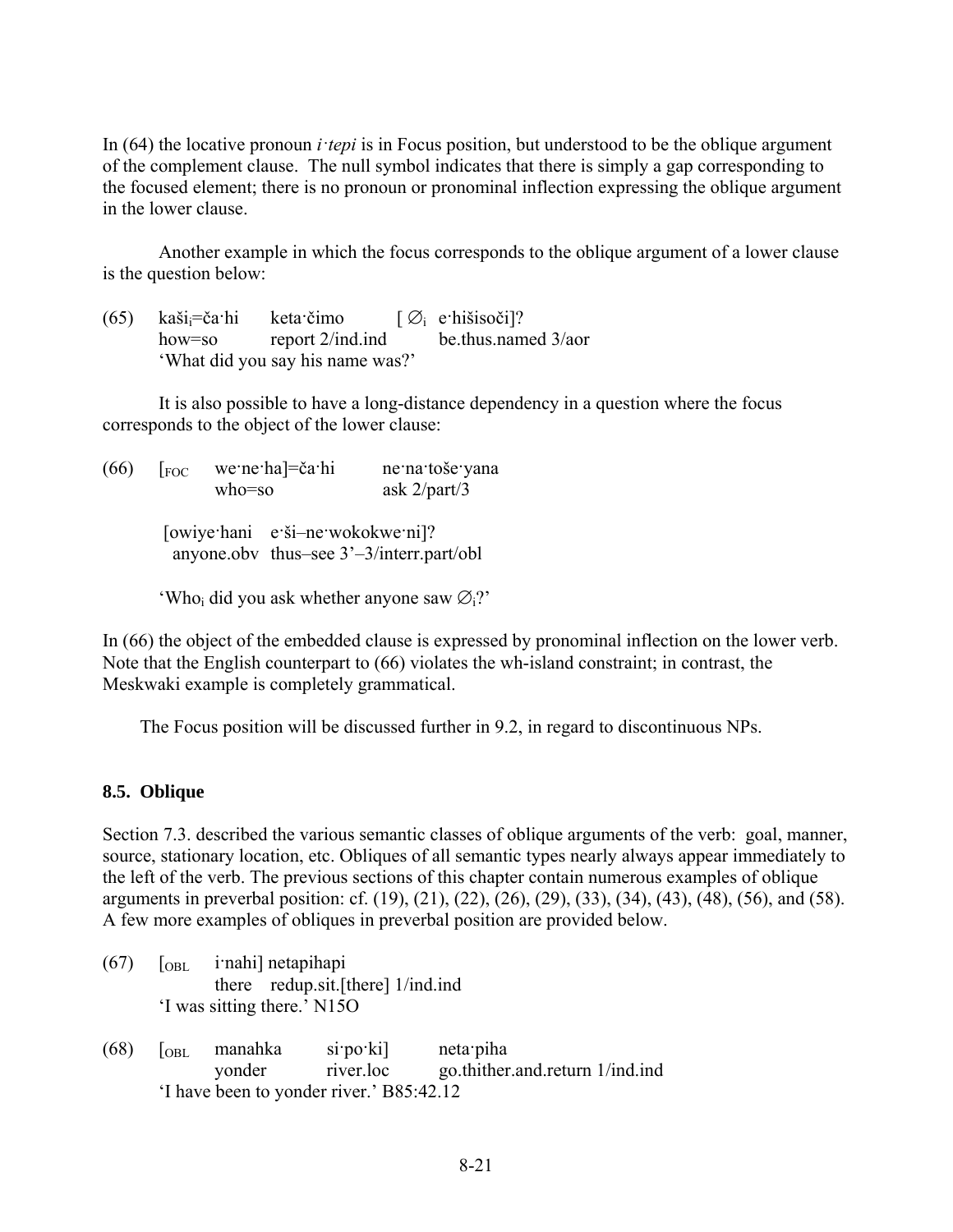In (64) the locative pronoun *i·tepi* is in Focus position, but understood to be the oblique argument of the complement clause. The null symbol indicates that there is simply a gap corresponding to the focused element; there is no pronoun or pronominal inflection expressing the oblique argument in the lower clause.

Another example in which the focus corresponds to the oblique argument of a lower clause is the question below:

(65) kaši$_i$=ča·hi keta·čimo [ ∅$_i$ e·hišisoči]?
how=so report 2/ind.ind be.thus.named 3/aor
'What did you say his name was?'

It is also possible to have a long-distance dependency in a question where the focus corresponds to the object of the lower clause:

(66) [$_{FOC}$ we·ne·ha]=ča·hi ne·na·toše·yana
who=so ask 2/part/3

[owiye·hani e·ši–ne·wokokwe·ni]?
anyone.obv thus–see 3'–3/interr.part/obl

'Who$_i$ did you ask whether anyone saw ∅$_i$?'

In (66) the object of the embedded clause is expressed by pronominal inflection on the lower verb. Note that the English counterpart to (66) violates the wh-island constraint; in contrast, the Meskwaki example is completely grammatical.

The Focus position will be discussed further in 9.2, in regard to discontinuous NPs.

### 8.5. Oblique

Section 7.3. described the various semantic classes of oblique arguments of the verb: goal, manner, source, stationary location, etc. Obliques of all semantic types nearly always appear immediately to the left of the verb. The previous sections of this chapter contain numerous examples of oblique arguments in preverbal position: cf. (19), (21), (22), (26), (29), (33), (34), (43), (48), (56), and (58). A few more examples of obliques in preverbal position are provided below.

(67) [$_{OBL}$ i·nahi] netapihapi
there redup.sit.[there] 1/ind.ind
'I was sitting there.' N15O

(68) [$_{OBL}$ manahka si·po·ki] neta·piha
yonder river.loc go.thither.and.return 1/ind.ind
'I have been to yonder river.' B85:42.12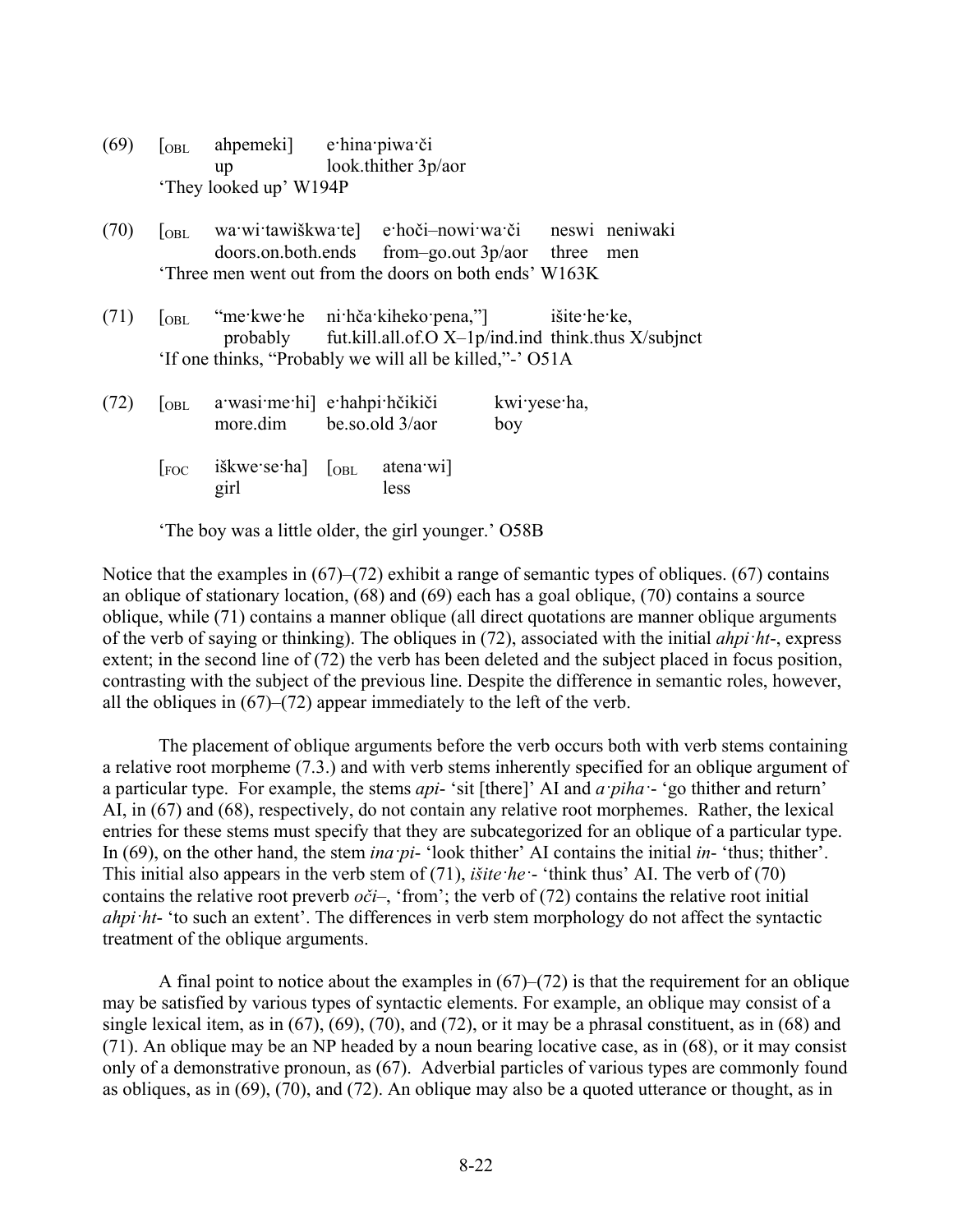(69) [$_{OBL}$ ahpemeki] e·hina·piwa·či
  up  look.thither 3p/aor
  'They looked up' W194P

(70) [$_{OBL}$ wa·wi·tawiškwa·te] e·hoči–nowi·wa·či neswi neniwaki
  doors.on.both.ends from–go.out 3p/aor three men
  'Three men went out from the doors on both ends' W163K

(71) [$_{OBL}$ "me·kwe·he ni·hča·kiheko·pena,"] išite·he·ke,
  probably fut.kill.all.of.O X–1p/ind.ind think.thus X/subjnct
  'If one thinks, "Probably we will all be killed,"-' O51A

(72) [$_{OBL}$ a·wasi·me·hi] e·hahpi·hčikiči kwi·yese·ha,
  more.dim be.so.old 3/aor boy

  [$_{FOC}$ iškwe·se·ha] [$_{OBL}$ atena·wi]
  girl  less

  'The boy was a little older, the girl younger.' O58B

Notice that the examples in (67)–(72) exhibit a range of semantic types of obliques. (67) contains an oblique of stationary location, (68) and (69) each has a goal oblique, (70) contains a source oblique, while (71) contains a manner oblique (all direct quotations are manner oblique arguments of the verb of saying or thinking). The obliques in (72), associated with the initial *ahpi·ht*-, express extent; in the second line of (72) the verb has been deleted and the subject placed in focus position, contrasting with the subject of the previous line. Despite the difference in semantic roles, however, all the obliques in (67)–(72) appear immediately to the left of the verb.

The placement of oblique arguments before the verb occurs both with verb stems containing a relative root morpheme (7.3.) and with verb stems inherently specified for an oblique argument of a particular type. For example, the stems *api*- 'sit [there]' AI and *a·piha·*- 'go thither and return' AI, in (67) and (68), respectively, do not contain any relative root morphemes. Rather, the lexical entries for these stems must specify that they are subcategorized for an oblique of a particular type. In (69), on the other hand, the stem *ina·pi*- 'look thither' AI contains the initial *in*- 'thus; thither'. This initial also appears in the verb stem of (71), *išite·he·*- 'think thus' AI. The verb of (70) contains the relative root preverb *oči*–, 'from'; the verb of (72) contains the relative root initial *ahpi·ht*- 'to such an extent'. The differences in verb stem morphology do not affect the syntactic treatment of the oblique arguments.

A final point to notice about the examples in (67)–(72) is that the requirement for an oblique may be satisfied by various types of syntactic elements. For example, an oblique may consist of a single lexical item, as in (67), (69), (70), and (72), or it may be a phrasal constituent, as in (68) and (71). An oblique may be an NP headed by a noun bearing locative case, as in (68), or it may consist only of a demonstrative pronoun, as (67). Adverbial particles of various types are commonly found as obliques, as in (69), (70), and (72). An oblique may also be a quoted utterance or thought, as in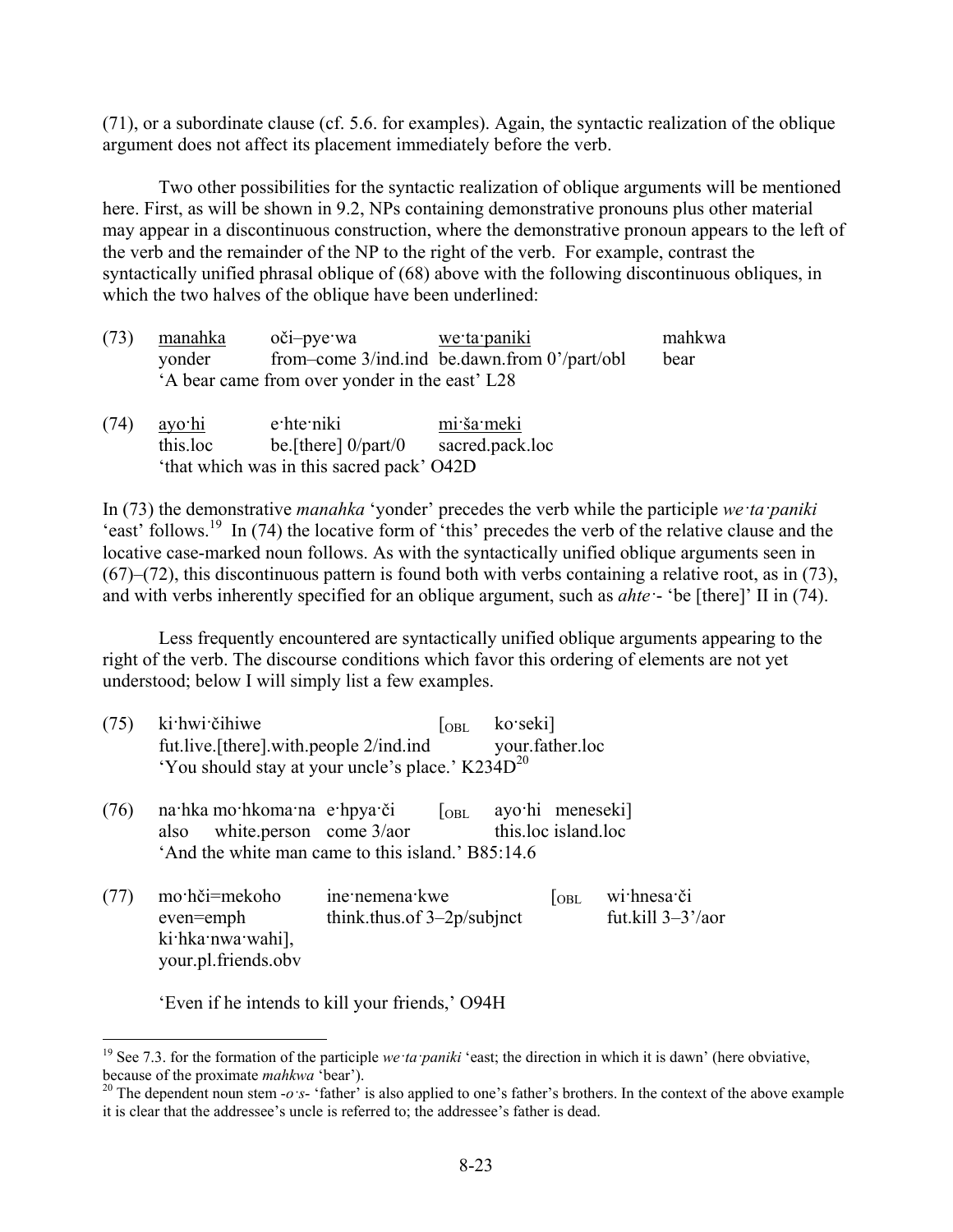(71), or a subordinate clause (cf. 5.6. for examples). Again, the syntactic realization of the oblique argument does not affect its placement immediately before the verb.

Two other possibilities for the syntactic realization of oblique arguments will be mentioned here. First, as will be shown in 9.2, NPs containing demonstrative pronouns plus other material may appear in a discontinuous construction, where the demonstrative pronoun appears to the left of the verb and the remainder of the NP to the right of the verb. For example, contrast the syntactically unified phrasal oblique of (68) above with the following discontinuous obliques, in which the two halves of the oblique have been underlined:

(73) <u>manahka</u> oči–pye·wa <u>we·ta·paniki</u> mahkwa
yonder from–come 3/ind.ind be.dawn.from 0'/part/obl bear
'A bear came from over yonder in the east' L28

(74) <u>ayo·hi</u> e·hte·niki <u>mi·ša·meki</u>
this.loc be.[there] 0/part/0 sacred.pack.loc
'that which was in this sacred pack' O42D

In (73) the demonstrative *manahka* 'yonder' precedes the verb while the participle *we·ta·paniki* 'east' follows.[19] In (74) the locative form of 'this' precedes the verb of the relative clause and the locative case-marked noun follows. As with the syntactically unified oblique arguments seen in (67)–(72), this discontinuous pattern is found both with verbs containing a relative root, as in (73), and with verbs inherently specified for an oblique argument, such as *ahte·*- 'be [there]' II in (74).

Less frequently encountered are syntactically unified oblique arguments appearing to the right of the verb. The discourse conditions which favor this ordering of elements are not yet understood; below I will simply list a few examples.

(75) ki·hwi·čihiwe [$_{\text{OBL}}$ ko·seki]
fut.live.[there].with.people 2/ind.ind your.father.loc
'You should stay at your uncle's place.' K234D[20]

(76) na·hka mo·hkoma·na e·hpya·či [$_{\text{OBL}}$ ayo·hi meneseki]
also white.person come 3/aor this.loc island.loc
'And the white man came to this island.' B85:14.6

(77) mo·hči=mekoho ine·nemena·kwe [$_{\text{OBL}}$ wi·hnesa·či
even=emph think.thus.of 3–2p/subjnct fut.kill 3–3'/aor
ki·hka·nwa·wahi],
your.pl.friends.obv

'Even if he intends to kill your friends,' O94H

---

[19] See 7.3. for the formation of the participle *we·ta·paniki* 'east; the direction in which it is dawn' (here obviative, because of the proximate *mahkwa* 'bear').

[20] The dependent noun stem -*o·s*- 'father' is also applied to one's father's brothers. In the context of the above example it is clear that the addressee's uncle is referred to; the addressee's father is dead.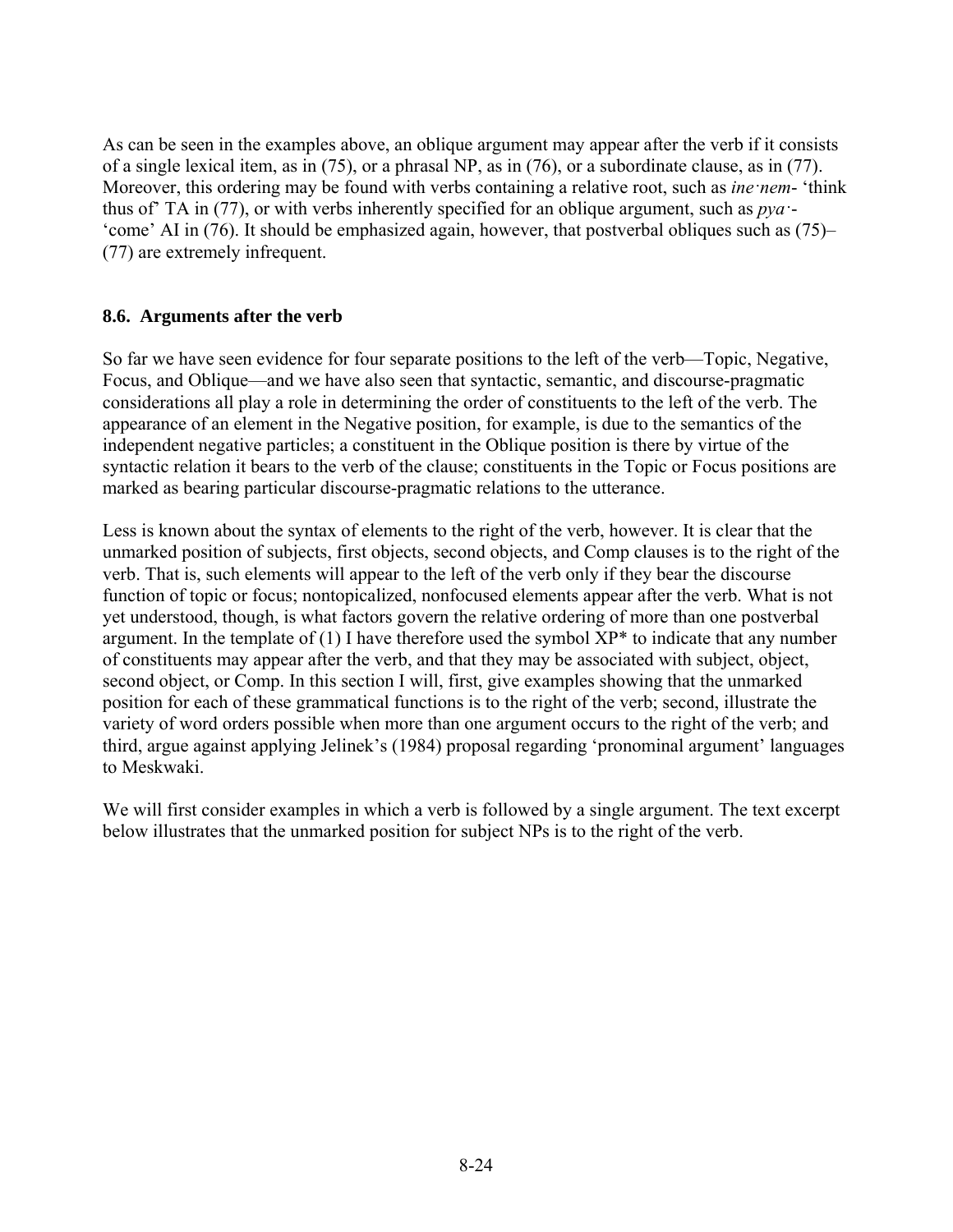As can be seen in the examples above, an oblique argument may appear after the verb if it consists of a single lexical item, as in (75), or a phrasal NP, as in (76), or a subordinate clause, as in (77). Moreover, this ordering may be found with verbs containing a relative root, such as *ine·nem-* 'think thus of' TA in (77), or with verbs inherently specified for an oblique argument, such as *pya·-* 'come' AI in (76). It should be emphasized again, however, that postverbal obliques such as (75)–(77) are extremely infrequent.

## 8.6. Arguments after the verb

So far we have seen evidence for four separate positions to the left of the verb—Topic, Negative, Focus, and Oblique—and we have also seen that syntactic, semantic, and discourse-pragmatic considerations all play a role in determining the order of constituents to the left of the verb. The appearance of an element in the Negative position, for example, is due to the semantics of the independent negative particles; a constituent in the Oblique position is there by virtue of the syntactic relation it bears to the verb of the clause; constituents in the Topic or Focus positions are marked as bearing particular discourse-pragmatic relations to the utterance.

Less is known about the syntax of elements to the right of the verb, however. It is clear that the unmarked position of subjects, first objects, second objects, and Comp clauses is to the right of the verb. That is, such elements will appear to the left of the verb only if they bear the discourse function of topic or focus; nontopicalized, nonfocused elements appear after the verb. What is not yet understood, though, is what factors govern the relative ordering of more than one postverbal argument. In the template of (1) I have therefore used the symbol XP* to indicate that any number of constituents may appear after the verb, and that they may be associated with subject, object, second object, or Comp. In this section I will, first, give examples showing that the unmarked position for each of these grammatical functions is to the right of the verb; second, illustrate the variety of word orders possible when more than one argument occurs to the right of the verb; and third, argue against applying Jelinek's (1984) proposal regarding 'pronominal argument' languages to Meskwaki.

We will first consider examples in which a verb is followed by a single argument. The text excerpt below illustrates that the unmarked position for subject NPs is to the right of the verb.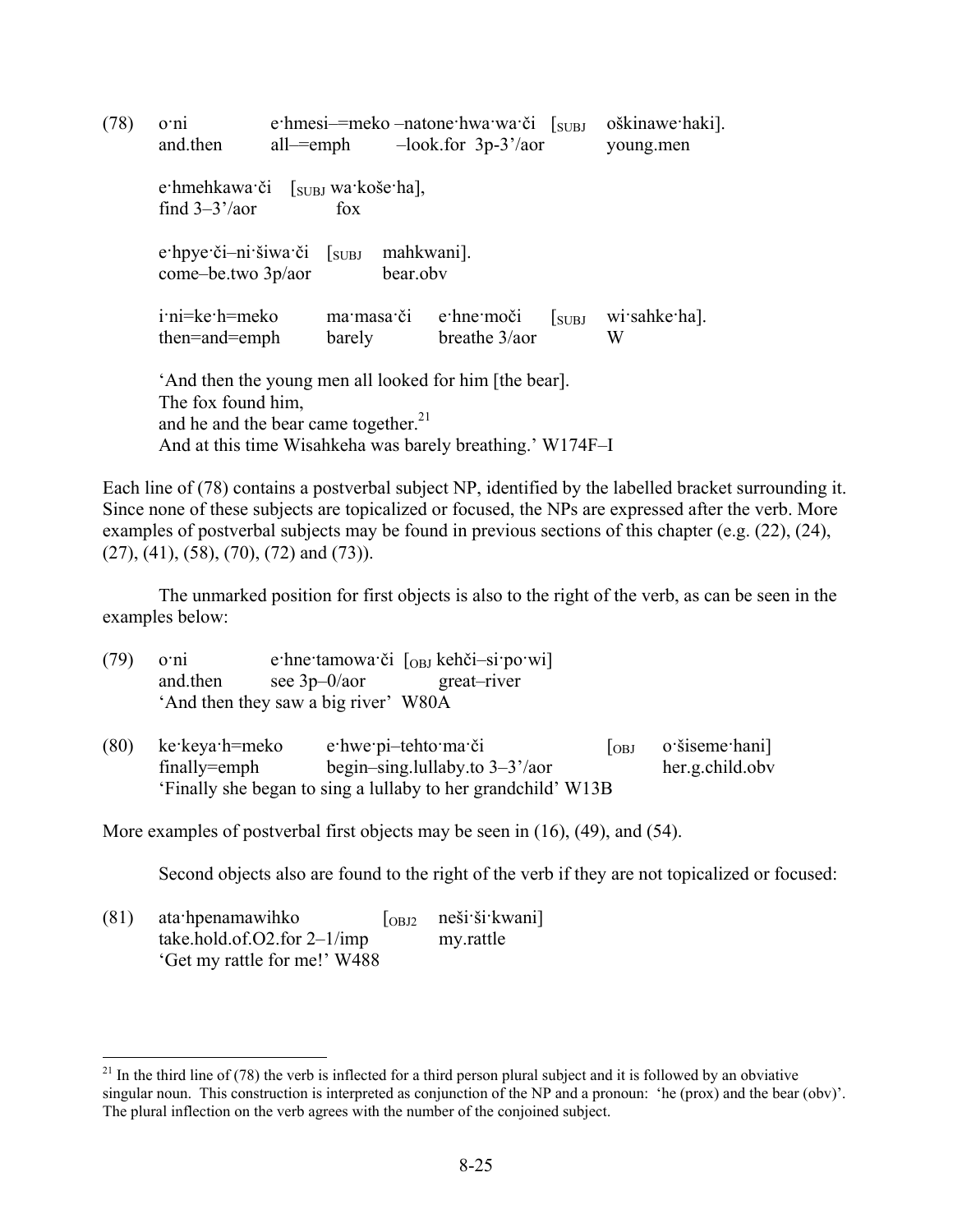(78) o·ni e·hmesi–=meko –natone·hwa·wa·či [SUBJ oškinawe·haki].
and.then all–=emph –look.for 3p-3'/aor young.men

e·hmehkawa·či [SUBJ wa·koše·ha],
find 3–3'/aor fox

e·hpye·či–ni·šiwa·či [SUBJ mahkwani].
come–be.two 3p/aor bear.obv

i·ni=ke·h=meko ma·masa·či e·hne·moči [SUBJ wi·sahke·ha].
then=and=emph barely breathe 3/aor W

'And then the young men all looked for him [the bear].
The fox found him,
and he and the bear came together.[21]
And at this time Wisahkeha was barely breathing.' W174F–I

Each line of (78) contains a postverbal subject NP, identified by the labelled bracket surrounding it. Since none of these subjects are topicalized or focused, the NPs are expressed after the verb. More examples of postverbal subjects may be found in previous sections of this chapter (e.g. (22), (24), (27), (41), (58), (70), (72) and (73)).

The unmarked position for first objects is also to the right of the verb, as can be seen in the examples below:

(79) o·ni e·hne·tamowa·či [OBJ kehči–si·po·wi]
and.then see 3p–0/aor great–river
'And then they saw a big river' W80A

(80) ke·keya·h=meko e·hwe·pi–tehto·ma·či [OBJ o·šiseme·hani]
finally=emph begin–sing.lullaby.to 3–3'/aor her.g.child.obv
'Finally she began to sing a lullaby to her grandchild' W13B

More examples of postverbal first objects may be seen in (16), (49), and (54).

Second objects also are found to the right of the verb if they are not topicalized or focused:

(81) ata·hpenamawihko [OBJ2 neši·ši·kwani]
take.hold.of.O2.for 2–1/imp my.rattle
'Get my rattle for me!' W488

---

[21] In the third line of (78) the verb is inflected for a third person plural subject and it is followed by an obviative singular noun. This construction is interpreted as conjunction of the NP and a pronoun: 'he (prox) and the bear (obv)'. The plural inflection on the verb agrees with the number of the conjoined subject.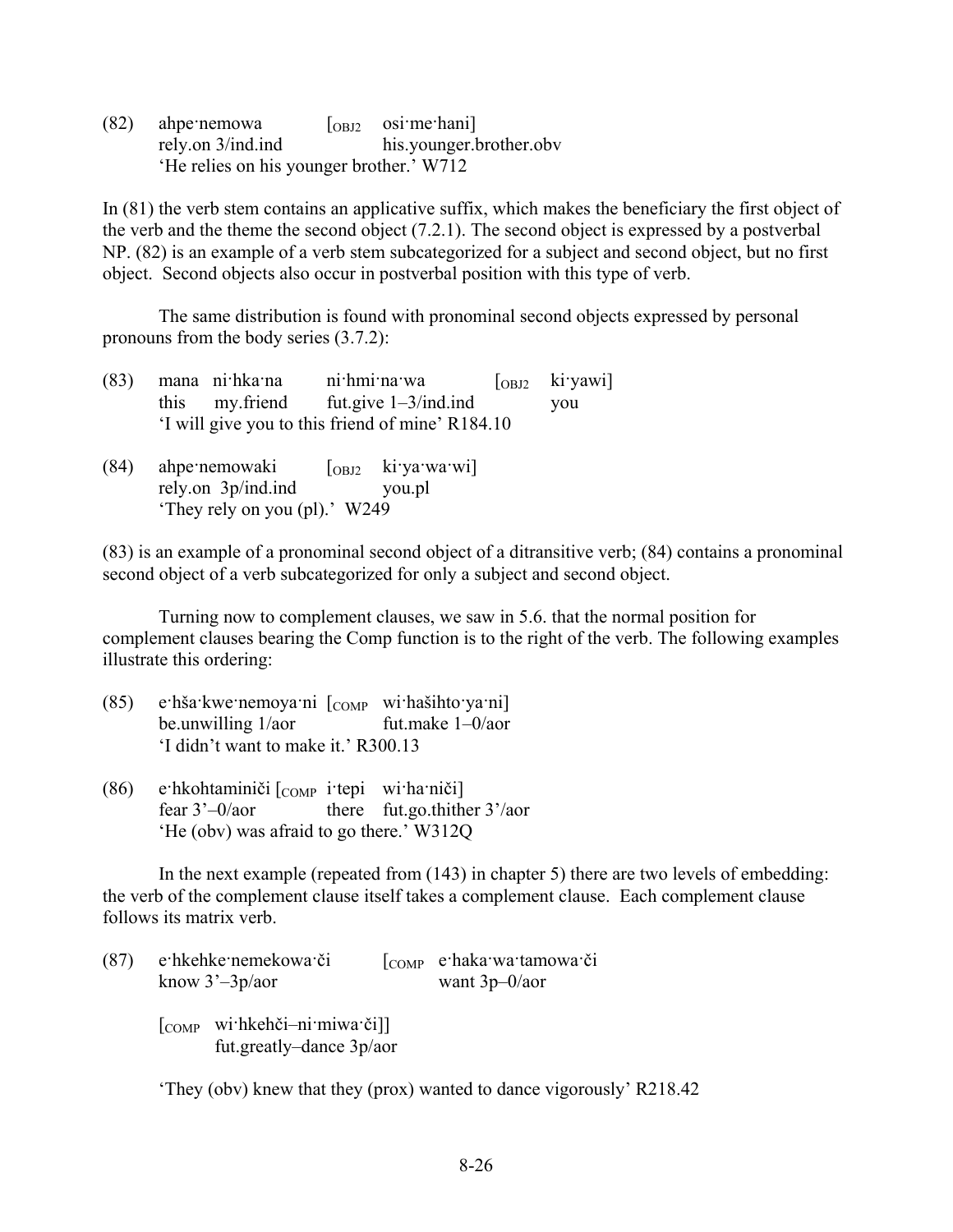(82) ahpe·nemowa [$_{OBJ2}$ osi·me·hani]
rely.on 3/ind.ind his.younger.brother.obv
'He relies on his younger brother.' W712

In (81) the verb stem contains an applicative suffix, which makes the beneficiary the first object of the verb and the theme the second object (7.2.1). The second object is expressed by a postverbal NP. (82) is an example of a verb stem subcategorized for a subject and second object, but no first object. Second objects also occur in postverbal position with this type of verb.

The same distribution is found with pronominal second objects expressed by personal pronouns from the body series (3.7.2):

(83) mana ni·hka·na ni·hmi·na·wa [$_{OBJ2}$ ki·yawi]
this my.friend fut.give 1–3/ind.ind you
'I will give you to this friend of mine' R184.10

(84) ahpe·nemowaki [$_{OBJ2}$ ki·ya·wa·wi]
rely.on 3p/ind.ind you.pl
'They rely on you (pl).' W249

(83) is an example of a pronominal second object of a ditransitive verb; (84) contains a pronominal second object of a verb subcategorized for only a subject and second object.

Turning now to complement clauses, we saw in 5.6. that the normal position for complement clauses bearing the Comp function is to the right of the verb. The following examples illustrate this ordering:

(85) e·hša·kwe·nemoya·ni [$_{COMP}$ wi·hašihto·ya·ni]
be.unwilling 1/aor fut.make 1–0/aor
'I didn't want to make it.' R300.13

(86) e·hkohtaminiči [$_{COMP}$ i·tepi wi·ha·niči]
fear 3'–0/aor there fut.go.thither 3'/aor
'He (obv) was afraid to go there.' W312Q

In the next example (repeated from (143) in chapter 5) there are two levels of embedding: the verb of the complement clause itself takes a complement clause. Each complement clause follows its matrix verb.

(87) e·hkehke·nemekowa·či [$_{COMP}$ e·haka·wa·tamowa·či
know 3'–3p/aor want 3p–0/aor

[$_{COMP}$ wi·hkehči–ni·miwa·či]]
fut.greatly–dance 3p/aor

'They (obv) knew that they (prox) wanted to dance vigorously' R218.42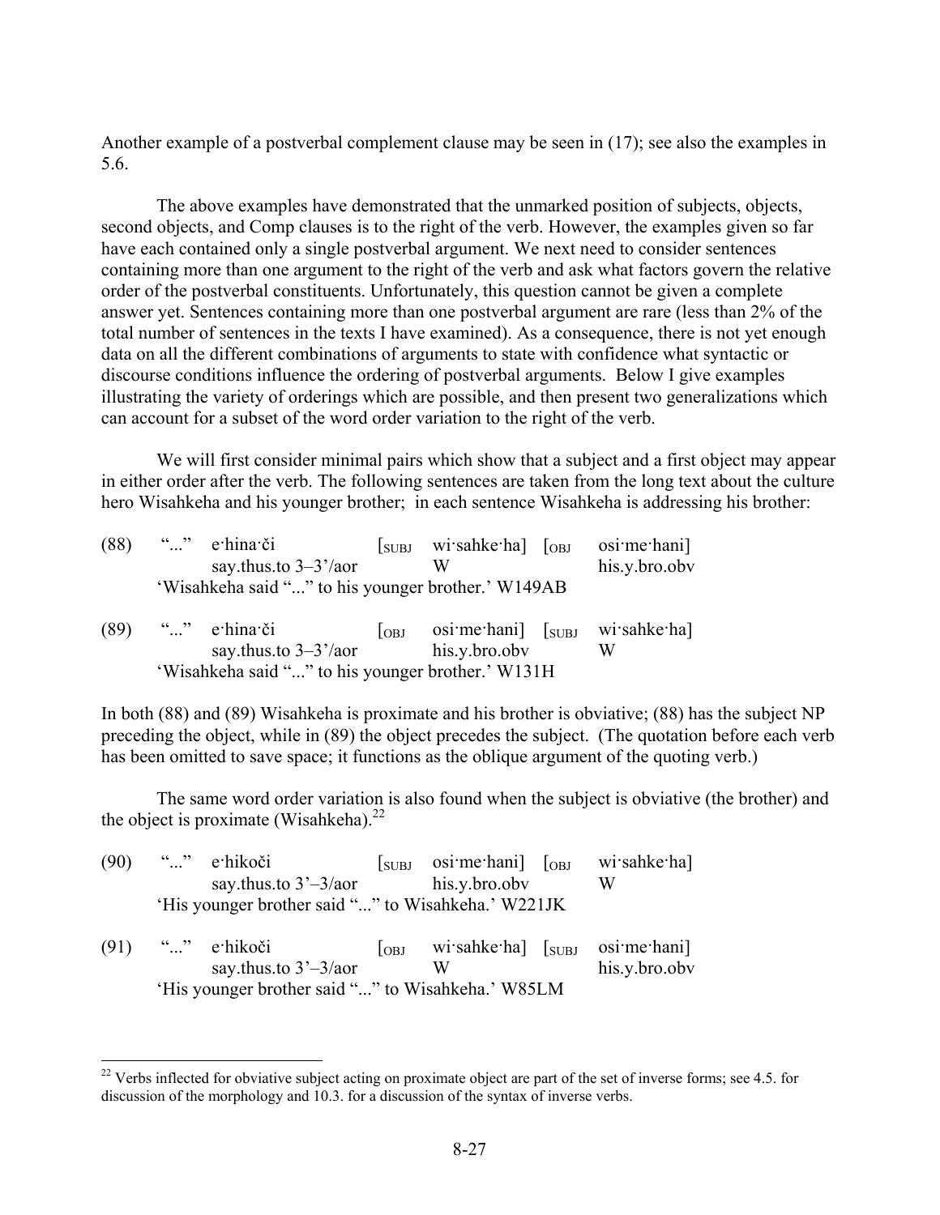Another example of a postverbal complement clause may be seen in (17); see also the examples in 5.6.

The above examples have demonstrated that the unmarked position of subjects, objects, second objects, and Comp clauses is to the right of the verb. However, the examples given so far have each contained only a single postverbal argument. We next need to consider sentences containing more than one argument to the right of the verb and ask what factors govern the relative order of the postverbal constituents. Unfortunately, this question cannot be given a complete answer yet. Sentences containing more than one postverbal argument are rare (less than 2% of the total number of sentences in the texts I have examined). As a consequence, there is not yet enough data on all the different combinations of arguments to state with confidence what syntactic or discourse conditions influence the ordering of postverbal arguments. Below I give examples illustrating the variety of orderings which are possible, and then present two generalizations which can account for a subset of the word order variation to the right of the verb.

We will first consider minimal pairs which show that a subject and a first object may appear in either order after the verb. The following sentences are taken from the long text about the culture hero Wisahkeha and his younger brother; in each sentence Wisahkeha is addressing his brother:

(88) "..." e·hina·či [SUBJ wi·sahke·ha] [OBJ osi·me·hani]
say.thus.to 3–3'/aor W his.y.bro.obv
'Wisahkeha said "..." to his younger brother.' W149AB

(89) "..." e·hina·či [OBJ osi·me·hani] [SUBJ wi·sahke·ha]
say.thus.to 3–3'/aor his.y.bro.obv W
'Wisahkeha said "..." to his younger brother.' W131H

In both (88) and (89) Wisahkeha is proximate and his brother is obviative; (88) has the subject NP preceding the object, while in (89) the object precedes the subject. (The quotation before each verb has been omitted to save space; it functions as the oblique argument of the quoting verb.)

The same word order variation is also found when the subject is obviative (the brother) and the object is proximate (Wisahkeha).[22]

(90) "..." e·hikoči [SUBJ osi·me·hani] [OBJ wi·sahke·ha]
say.thus.to 3'–3/aor his.y.bro.obv W
'His younger brother said "..." to Wisahkeha.' W221JK

(91) "..." e·hikoči [OBJ wi·sahke·ha] [SUBJ osi·me·hani]
say.thus.to 3'–3/aor W his.y.bro.obv
'His younger brother said "..." to Wisahkeha.' W85LM

[22] Verbs inflected for obviative subject acting on proximate object are part of the set of inverse forms; see 4.5. for discussion of the morphology and 10.3. for a discussion of the syntax of inverse verbs.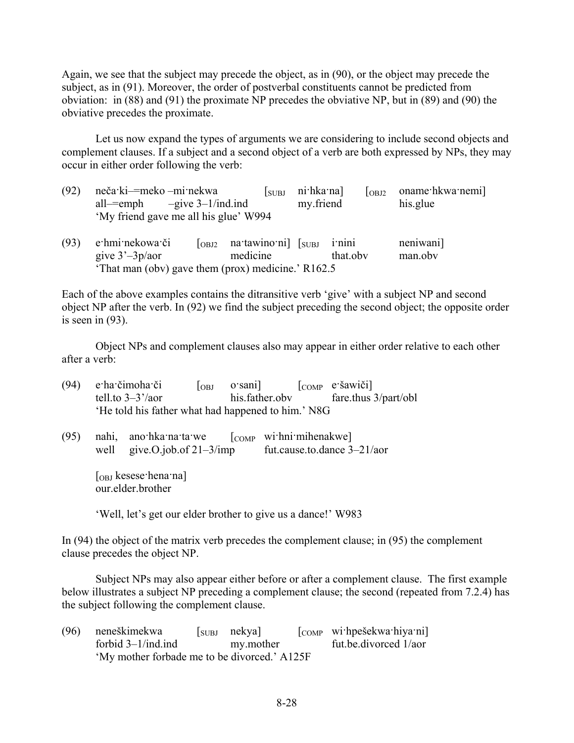Again, we see that the subject may precede the object, as in (90), or the object may precede the subject, as in (91). Moreover, the order of postverbal constituents cannot be predicted from obviation: in (88) and (91) the proximate NP precedes the obviative NP, but in (89) and (90) the obviative precedes the proximate.

Let us now expand the types of arguments we are considering to include second objects and complement clauses. If a subject and a second object of a verb are both expressed by NPs, they may occur in either order following the verb:

(92) neča·ki–=meko –mi·nekwa [$_{SUBJ}$ ni·hka·na] [$_{OBJ2}$ oname·hkwa·nemi]
all–=emph –give 3–1/ind.ind my.friend his.glue
'My friend gave me all his glue' W994

(93) e·hmi·nekowa·či [$_{OBJ2}$ na·tawino·ni] [$_{SUBJ}$ i·nini neniwani]
give 3'–3p/aor medicine that.obv man.obv
'That man (obv) gave them (prox) medicine.' R162.5

Each of the above examples contains the ditransitive verb 'give' with a subject NP and second object NP after the verb. In (92) we find the subject preceding the second object; the opposite order is seen in (93).

Object NPs and complement clauses also may appear in either order relative to each other after a verb:

(94) e·ha·čimoha·či [$_{OBJ}$ o·sani] [$_{COMP}$ e·šawiči]
tell.to 3–3'/aor his.father.obv fare.thus 3/part/obl
'He told his father what had happened to him.' N8G

(95) nahi, ano·hka·na·ta·we [$_{COMP}$ wi·hni·mihenakwe]
well give.O.job.of 21–3/imp fut.cause.to.dance 3–21/aor

[$_{OBJ}$ kesese·hena·na]
our.elder.brother

'Well, let's get our elder brother to give us a dance!' W983

In (94) the object of the matrix verb precedes the complement clause; in (95) the complement clause precedes the object NP.

Subject NPs may also appear either before or after a complement clause. The first example below illustrates a subject NP preceding a complement clause; the second (repeated from 7.2.4) has the subject following the complement clause.

(96) neneškimekwa [$_{SUBJ}$ nekya] [$_{COMP}$ wi·hpešekwa·hiya·ni]
forbid 3–1/ind.ind my.mother fut.be.divorced 1/aor
'My mother forbade me to be divorced.' A125F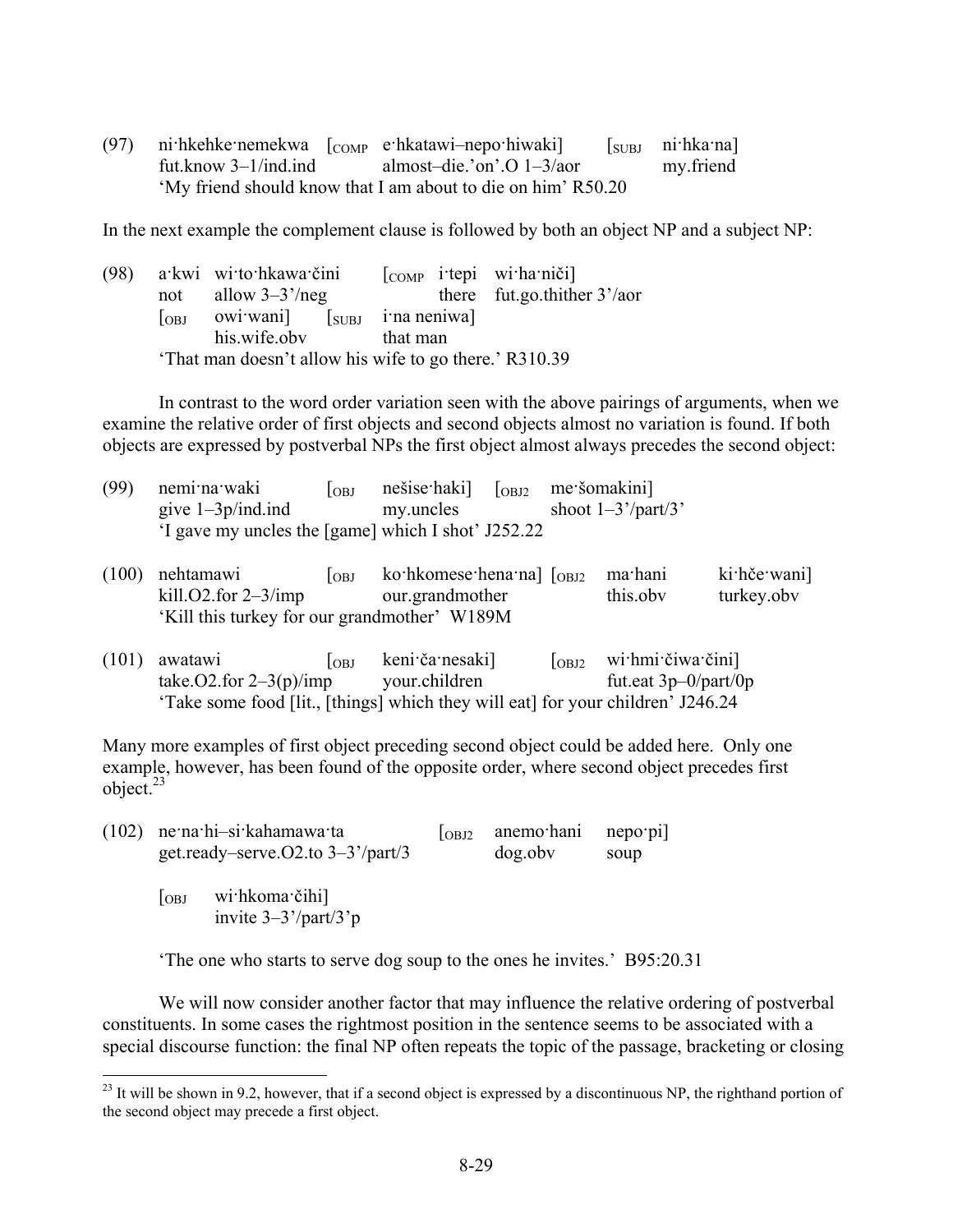(97) ni·hkehke·nemekwa [COMP e·hkatawi–nepo·hiwaki] [SUBJ ni·hka·na]
fut.know 3–1/ind.ind almost–die.'on'.O 1–3/aor my.friend
'My friend should know that I am about to die on him' R50.20

In the next example the complement clause is followed by both an object NP and a subject NP:

(98) a·kwi wi·to·hkawa·čini [COMP i·tepi wi·ha·niči]
not allow 3–3'/neg there fut.go.thither 3'/aor
[OBJ owi·wani] [SUBJ i·na neniwa]
his.wife.obv that man
'That man doesn't allow his wife to go there.' R310.39

In contrast to the word order variation seen with the above pairings of arguments, when we examine the relative order of first objects and second objects almost no variation is found. If both objects are expressed by postverbal NPs the first object almost always precedes the second object:

(99) nemi·na·waki [OBJ nešise·haki] [OBJ2 me·šomakini]
give 1–3p/ind.ind my.uncles shoot 1–3'/part/3'
'I gave my uncles the [game] which I shot' J252.22

(100) nehtamawi [OBJ ko·hkomese·hena·na] [OBJ2 ma·hani ki·hče·wani]
kill.O2.for 2–3/imp our.grandmother this.obv turkey.obv
'Kill this turkey for our grandmother' W189M

(101) awatawi [OBJ keni·ča·nesaki] [OBJ2 wi·hmi·čiwa·čini]
take.O2.for 2–3(p)/imp your.children fut.eat 3p–0/part/0p
'Take some food [lit., [things] which they will eat] for your children' J246.24

Many more examples of first object preceding second object could be added here. Only one example, however, has been found of the opposite order, where second object precedes first object.[23]

(102) ne·na·hi–si·kahamawa·ta [OBJ2 anemo·hani nepo·pi]
get.ready–serve.O2.to 3–3'/part/3 dog.obv soup

[OBJ wi·hkoma·čihi]
invite 3–3'/part/3'p

'The one who starts to serve dog soup to the ones he invites.' B95:20.31

We will now consider another factor that may influence the relative ordering of postverbal constituents. In some cases the rightmost position in the sentence seems to be associated with a special discourse function: the final NP often repeats the topic of the passage, bracketing or closing

[23] It will be shown in 9.2, however, that if a second object is expressed by a discontinuous NP, the righthand portion of the second object may precede a first object.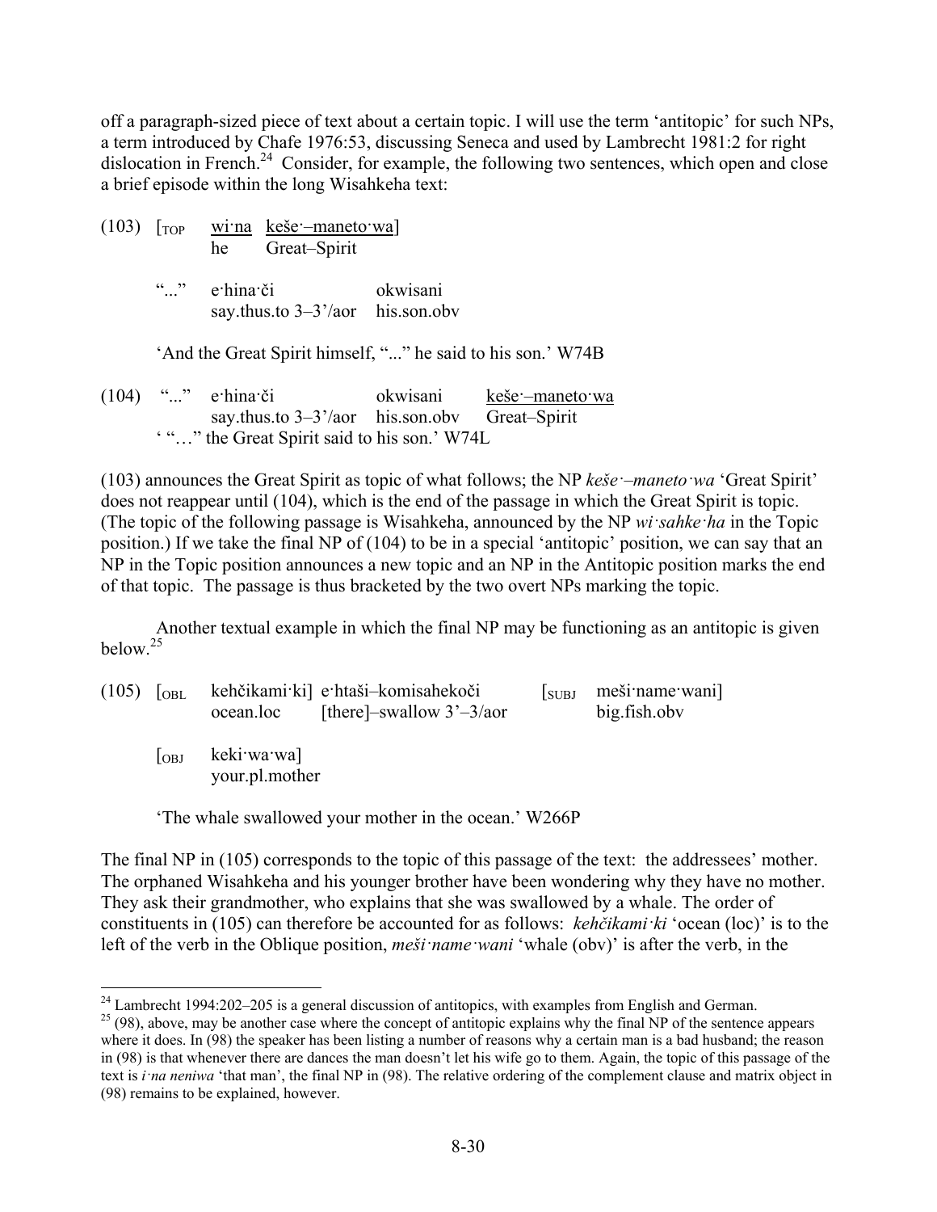off a paragraph-sized piece of text about a certain topic. I will use the term 'antitopic' for such NPs, a term introduced by Chafe 1976:53, discussing Seneca and used by Lambrecht 1981:2 for right dislocation in French.[24] Consider, for example, the following two sentences, which open and close a brief episode within the long Wisahkeha text:

(103) [$_{TOP}$ wi·na keše·–maneto·wa]
he Great–Spirit

"..." e·hina·či okwisani
say.thus.to 3–3'/aor his.son.obv

'And the Great Spirit himself, "..." he said to his son.' W74B

(104) "..." e·hina·či okwisani keše·–maneto·wa
say.thus.to 3–3'/aor his.son.obv Great–Spirit
' "…" the Great Spirit said to his son.' W74L

(103) announces the Great Spirit as topic of what follows; the NP *keše·–maneto·wa* 'Great Spirit' does not reappear until (104), which is the end of the passage in which the Great Spirit is topic. (The topic of the following passage is Wisahkeha, announced by the NP *wi·sahke·ha* in the Topic position.) If we take the final NP of (104) to be in a special 'antitopic' position, we can say that an NP in the Topic position announces a new topic and an NP in the Antitopic position marks the end of that topic. The passage is thus bracketed by the two overt NPs marking the topic.

Another textual example in which the final NP may be functioning as an antitopic is given below.[25]

(105) [$_{OBL}$ kehčikami·ki] e·htaši–komisahekoči [$_{SUBJ}$ meši·name·wani]
ocean.loc [there]–swallow 3'–3/aor big.fish.obv

[$_{OBJ}$ keki·wa·wa]
your.pl.mother

'The whale swallowed your mother in the ocean.' W266P

The final NP in (105) corresponds to the topic of this passage of the text: the addressees' mother. The orphaned Wisahkeha and his younger brother have been wondering why they have no mother. They ask their grandmother, who explains that she was swallowed by a whale. The order of constituents in (105) can therefore be accounted for as follows: *kehčikami·ki* 'ocean (loc)' is to the left of the verb in the Oblique position, *meši·name·wani* 'whale (obv)' is after the verb, in the

---

[24] Lambrecht 1994:202–205 is a general discussion of antitopics, with examples from English and German.

[25] (98), above, may be another case where the concept of antitopic explains why the final NP of the sentence appears where it does. In (98) the speaker has been listing a number of reasons why a certain man is a bad husband; the reason in (98) is that whenever there are dances the man doesn't let his wife go to them. Again, the topic of this passage of the text is *i·na neniwa* 'that man', the final NP in (98). The relative ordering of the complement clause and matrix object in (98) remains to be explained, however.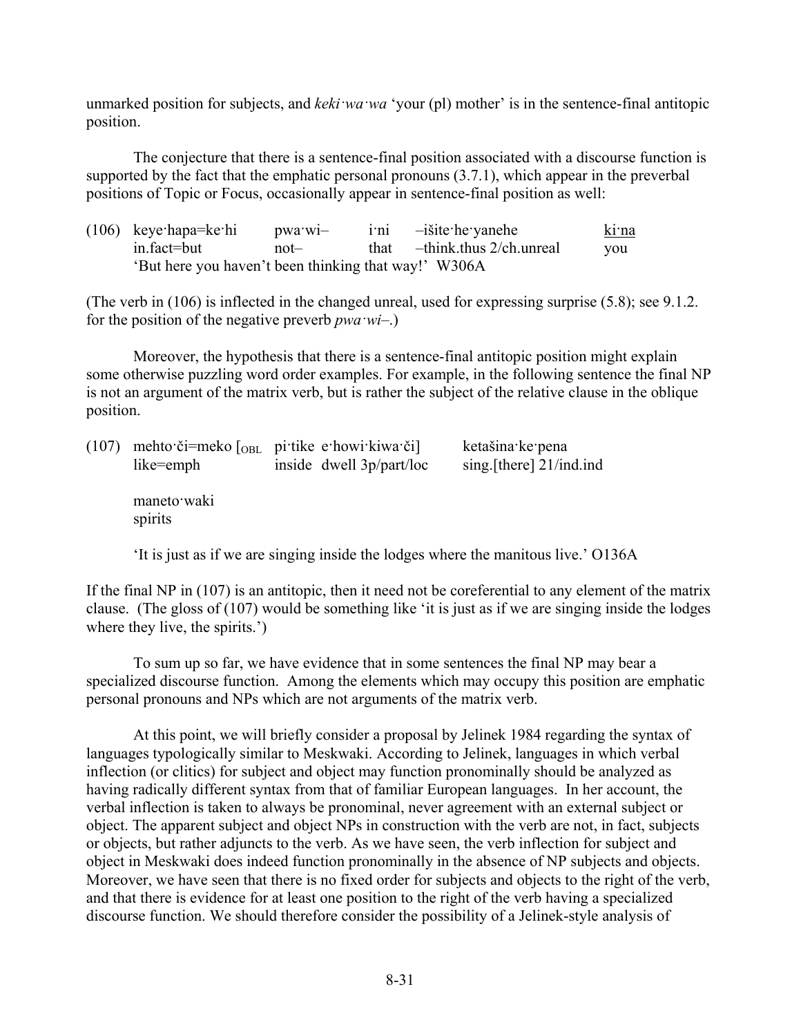unmarked position for subjects, and *keki·wa·wa* 'your (pl) mother' is in the sentence-final antitopic position.

The conjecture that there is a sentence-final position associated with a discourse function is supported by the fact that the emphatic personal pronouns (3.7.1), which appear in the preverbal positions of Topic or Focus, occasionally appear in sentence-final position as well:

(106) keye·hapa=ke·hi  pwa·wi–  i·ni  –išite·he·yanehe  <u>ki·na</u>
      in.fact=but  not–  that  –think.thus 2/ch.unreal  you
      'But here you haven't been thinking that way!'  W306A

(The verb in (106) is inflected in the changed unreal, used for expressing surprise (5.8); see 9.1.2. for the position of the negative preverb *pwa·wi–*.)

Moreover, the hypothesis that there is a sentence-final antitopic position might explain some otherwise puzzling word order examples. For example, in the following sentence the final NP is not an argument of the matrix verb, but is rather the subject of the relative clause in the oblique position.

(107) mehto·či=meko [$_{OBL}$ pi·tike e·howi·kiwa·či]  ketašina·ke·pena
      like=emph  inside dwell 3p/part/loc  sing.[there] 21/ind.ind

      maneto·waki
      spirits

      'It is just as if we are singing inside the lodges where the manitous live.' O136A

If the final NP in (107) is an antitopic, then it need not be coreferential to any element of the matrix clause. (The gloss of (107) would be something like 'it is just as if we are singing inside the lodges where they live, the spirits.')

To sum up so far, we have evidence that in some sentences the final NP may bear a specialized discourse function. Among the elements which may occupy this position are emphatic personal pronouns and NPs which are not arguments of the matrix verb.

At this point, we will briefly consider a proposal by Jelinek 1984 regarding the syntax of languages typologically similar to Meskwaki. According to Jelinek, languages in which verbal inflection (or clitics) for subject and object may function pronominally should be analyzed as having radically different syntax from that of familiar European languages. In her account, the verbal inflection is taken to always be pronominal, never agreement with an external subject or object. The apparent subject and object NPs in construction with the verb are not, in fact, subjects or objects, but rather adjuncts to the verb. As we have seen, the verb inflection for subject and object in Meskwaki does indeed function pronominally in the absence of NP subjects and objects. Moreover, we have seen that there is no fixed order for subjects and objects to the right of the verb, and that there is evidence for at least one position to the right of the verb having a specialized discourse function. We should therefore consider the possibility of a Jelinek-style analysis of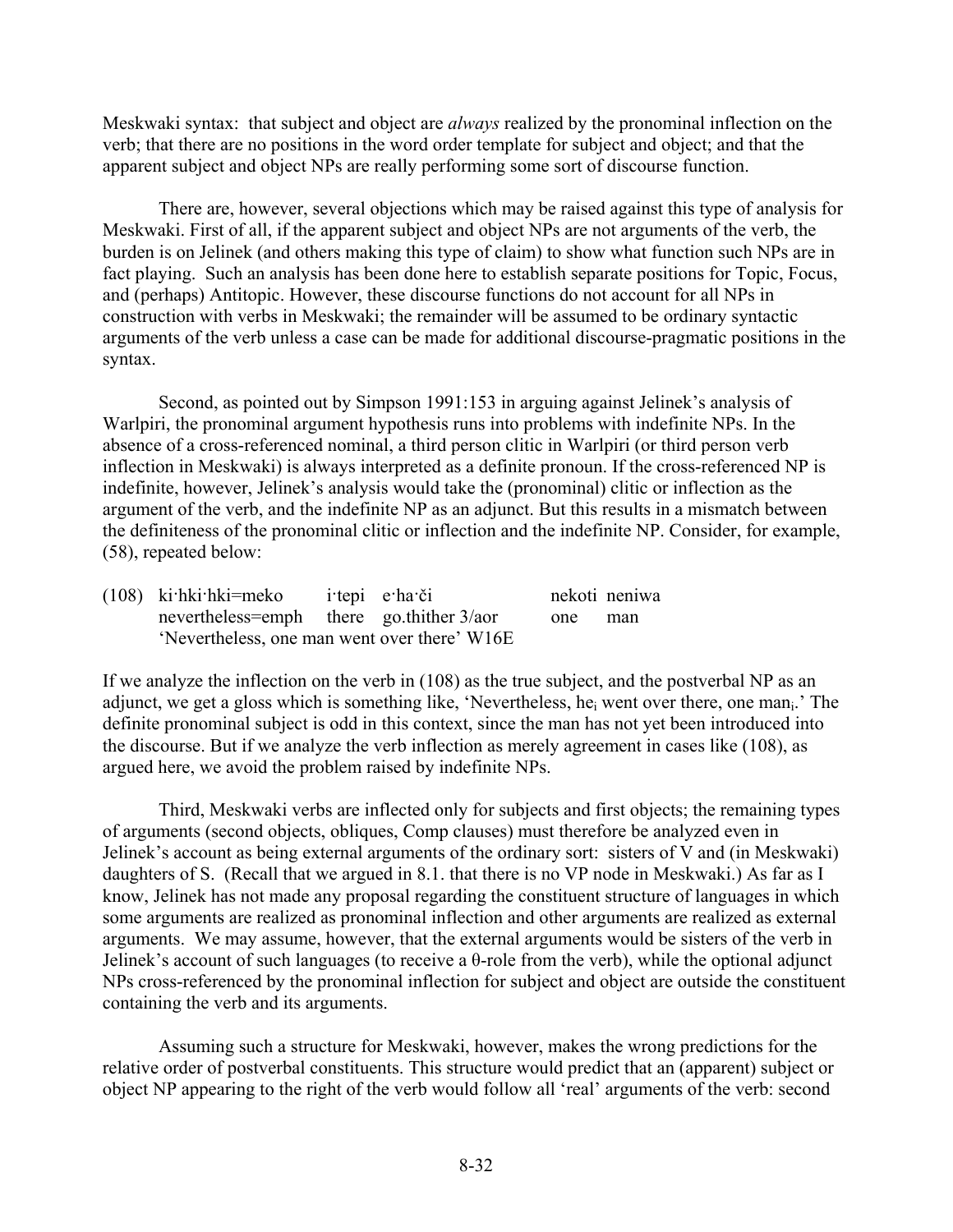Meskwaki syntax: that subject and object are *always* realized by the pronominal inflection on the verb; that there are no positions in the word order template for subject and object; and that the apparent subject and object NPs are really performing some sort of discourse function.

There are, however, several objections which may be raised against this type of analysis for Meskwaki. First of all, if the apparent subject and object NPs are not arguments of the verb, the burden is on Jelinek (and others making this type of claim) to show what function such NPs are in fact playing. Such an analysis has been done here to establish separate positions for Topic, Focus, and (perhaps) Antitopic. However, these discourse functions do not account for all NPs in construction with verbs in Meskwaki; the remainder will be assumed to be ordinary syntactic arguments of the verb unless a case can be made for additional discourse-pragmatic positions in the syntax.

Second, as pointed out by Simpson 1991:153 in arguing against Jelinek's analysis of Warlpiri, the pronominal argument hypothesis runs into problems with indefinite NPs. In the absence of a cross-referenced nominal, a third person clitic in Warlpiri (or third person verb inflection in Meskwaki) is always interpreted as a definite pronoun. If the cross-referenced NP is indefinite, however, Jelinek's analysis would take the (pronominal) clitic or inflection as the argument of the verb, and the indefinite NP as an adjunct. But this results in a mismatch between the definiteness of the pronominal clitic or inflection and the indefinite NP. Consider, for example, (58), repeated below:

(108) ki·hki·hki=meko i·tepi e·ha·či nekoti neniwa
nevertheless=emph there go.thither 3/aor one man
'Nevertheless, one man went over there' W16E

If we analyze the inflection on the verb in (108) as the true subject, and the postverbal NP as an adjunct, we get a gloss which is something like, 'Nevertheless, $he_i$ went over there, one $man_i$.' The definite pronominal subject is odd in this context, since the man has not yet been introduced into the discourse. But if we analyze the verb inflection as merely agreement in cases like (108), as argued here, we avoid the problem raised by indefinite NPs.

Third, Meskwaki verbs are inflected only for subjects and first objects; the remaining types of arguments (second objects, obliques, Comp clauses) must therefore be analyzed even in Jelinek's account as being external arguments of the ordinary sort: sisters of V and (in Meskwaki) daughters of S. (Recall that we argued in 8.1. that there is no VP node in Meskwaki.) As far as I know, Jelinek has not made any proposal regarding the constituent structure of languages in which some arguments are realized as pronominal inflection and other arguments are realized as external arguments. We may assume, however, that the external arguments would be sisters of the verb in Jelinek's account of such languages (to receive a θ-role from the verb), while the optional adjunct NPs cross-referenced by the pronominal inflection for subject and object are outside the constituent containing the verb and its arguments.

Assuming such a structure for Meskwaki, however, makes the wrong predictions for the relative order of postverbal constituents. This structure would predict that an (apparent) subject or object NP appearing to the right of the verb would follow all 'real' arguments of the verb: second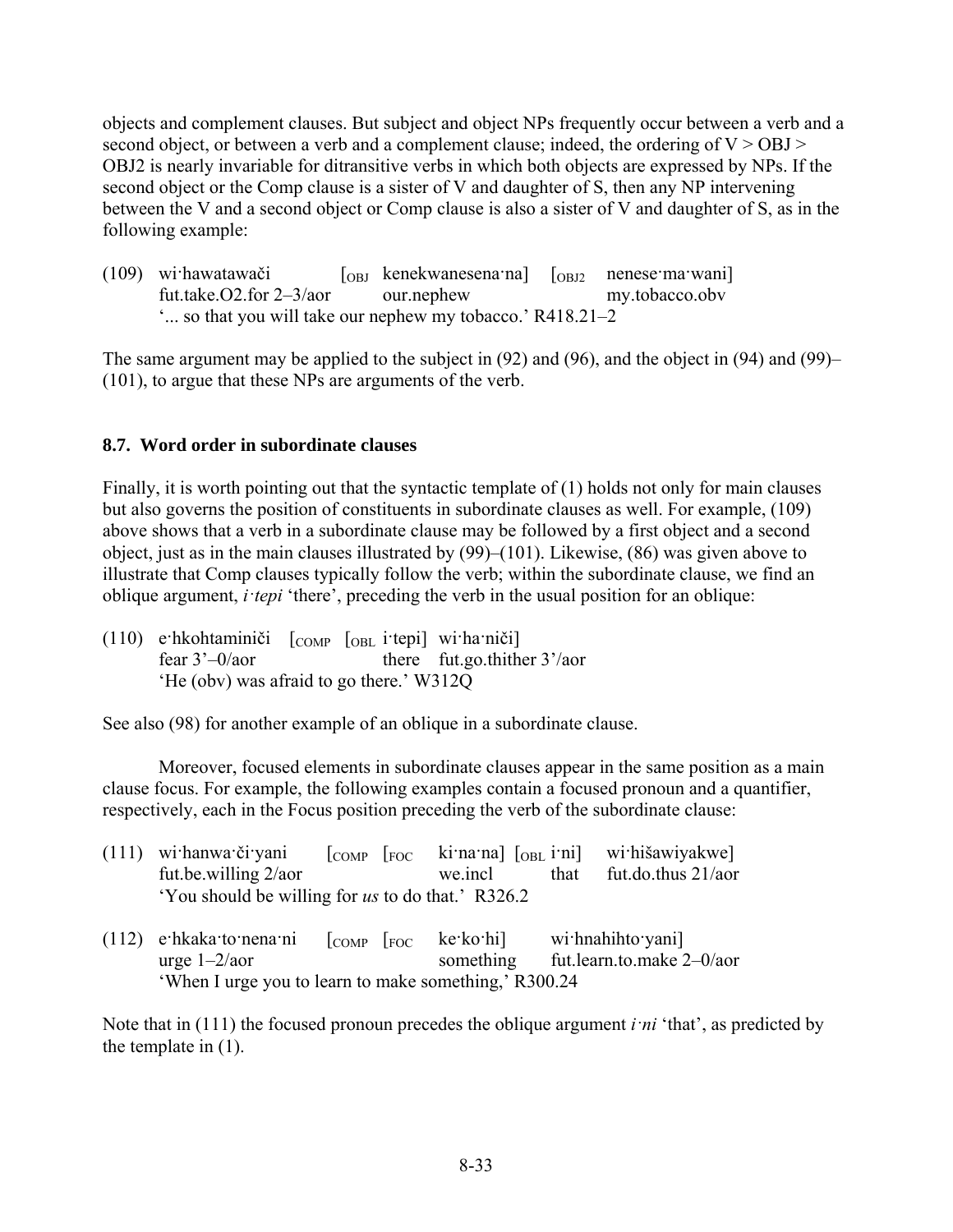objects and complement clauses. But subject and object NPs frequently occur between a verb and a second object, or between a verb and a complement clause; indeed, the ordering of V > OBJ > OBJ2 is nearly invariable for ditransitive verbs in which both objects are expressed by NPs. If the second object or the Comp clause is a sister of V and daughter of S, then any NP intervening between the V and a second object or Comp clause is also a sister of V and daughter of S, as in the following example:

(109) wi·hawatawači [$_{OBJ}$ kenekwanesena·na] [$_{OBJ2}$ nenese·ma·wani]
fut.take.O2.for 2–3/aor our.nephew my.tobacco.obv
'... so that you will take our nephew my tobacco.' R418.21–2

The same argument may be applied to the subject in (92) and (96), and the object in (94) and (99)–(101), to argue that these NPs are arguments of the verb.

### 8.7. Word order in subordinate clauses

Finally, it is worth pointing out that the syntactic template of (1) holds not only for main clauses but also governs the position of constituents in subordinate clauses as well. For example, (109) above shows that a verb in a subordinate clause may be followed by a first object and a second object, just as in the main clauses illustrated by (99)–(101). Likewise, (86) was given above to illustrate that Comp clauses typically follow the verb; within the subordinate clause, we find an oblique argument, *i·tepi* 'there', preceding the verb in the usual position for an oblique:

(110) e·hkohtaminiči [$_{COMP}$ [$_{OBL}$ i·tepi] wi·ha·niči]
fear 3'–0/aor there fut.go.thither 3'/aor
'He (obv) was afraid to go there.' W312Q

See also (98) for another example of an oblique in a subordinate clause.

Moreover, focused elements in subordinate clauses appear in the same position as a main clause focus. For example, the following examples contain a focused pronoun and a quantifier, respectively, each in the Focus position preceding the verb of the subordinate clause:

(111) wi·hanwa·či·yani [$_{COMP}$ [$_{FOC}$ ki·na·na] [$_{OBL}$ i·ni] wi·hišawiyakwe]
fut.be.willing 2/aor we.incl that fut.do.thus 21/aor
'You should be willing for *us* to do that.' R326.2

(112) e·hkaka·to·nena·ni [$_{COMP}$ [$_{FOC}$ ke·ko·hi] wi·hnahihto·yani]
urge 1–2/aor something fut.learn.to.make 2–0/aor
'When I urge you to learn to make something,' R300.24

Note that in (111) the focused pronoun precedes the oblique argument *i·ni* 'that', as predicted by the template in (1).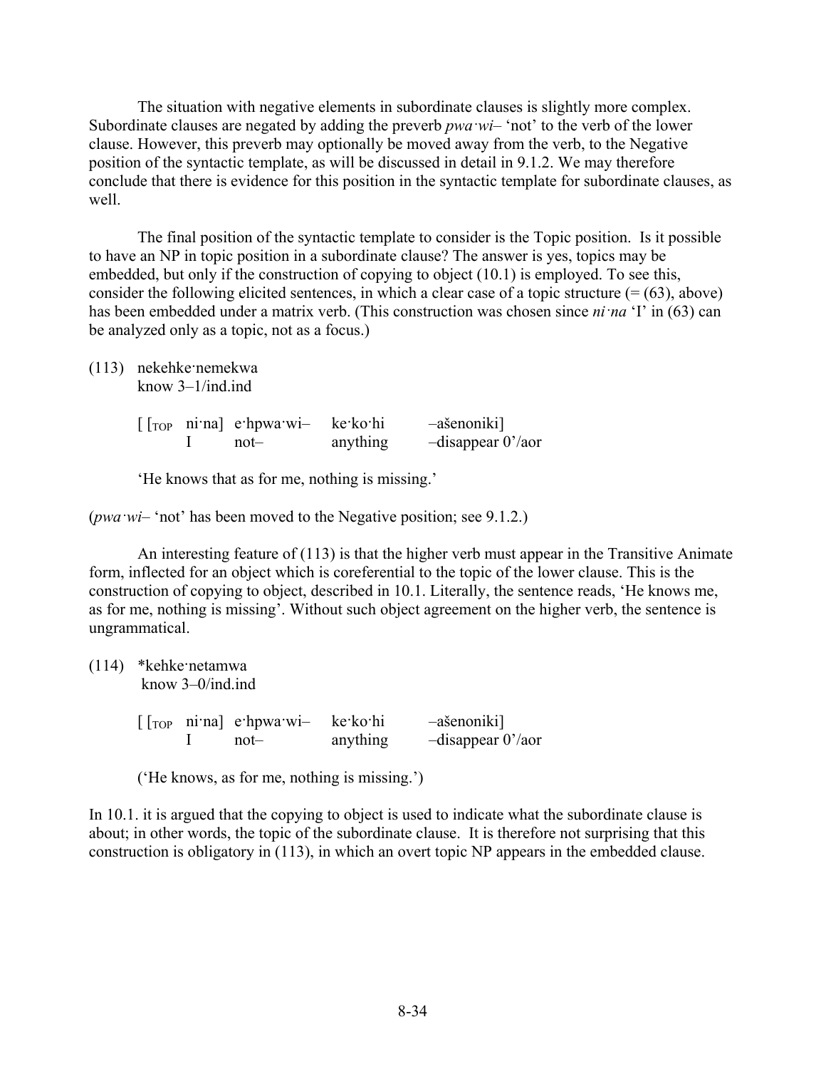The situation with negative elements in subordinate clauses is slightly more complex. Subordinate clauses are negated by adding the preverb *pwa·wi–* 'not' to the verb of the lower clause. However, this preverb may optionally be moved away from the verb, to the Negative position of the syntactic template, as will be discussed in detail in 9.1.2. We may therefore conclude that there is evidence for this position in the syntactic template for subordinate clauses, as well.

The final position of the syntactic template to consider is the Topic position. Is it possible to have an NP in topic position in a subordinate clause? The answer is yes, topics may be embedded, but only if the construction of copying to object (10.1) is employed. To see this, consider the following elicited sentences, in which a clear case of a topic structure (= (63), above) has been embedded under a matrix verb. (This construction was chosen since *ni·na* 'I' in (63) can be analyzed only as a topic, not as a focus.)

(113) nekehke·nemekwa
know 3–1/ind.ind

| | | | |
|---|---|---|---|
| [ [$_{\text{TOP}}$ ni·na] | e·hpwa·wi– | ke·ko·hi | –ašenoniki] |
| I | not– | anything | –disappear 0'/aor |

'He knows that as for me, nothing is missing.'

(*pwa·wi–* 'not' has been moved to the Negative position; see 9.1.2.)

An interesting feature of (113) is that the higher verb must appear in the Transitive Animate form, inflected for an object which is coreferential to the topic of the lower clause. This is the construction of copying to object, described in 10.1. Literally, the sentence reads, 'He knows me, as for me, nothing is missing'. Without such object agreement on the higher verb, the sentence is ungrammatical.

(114) *kehke·netamwa
know 3–0/ind.ind

| | | | |
|---|---|---|---|
| [ [$_{\text{TOP}}$ ni·na] | e·hpwa·wi– | ke·ko·hi | –ašenoniki] |
| I | not– | anything | –disappear 0'/aor |

('He knows, as for me, nothing is missing.')

In 10.1. it is argued that the copying to object is used to indicate what the subordinate clause is about; in other words, the topic of the subordinate clause. It is therefore not surprising that this construction is obligatory in (113), in which an overt topic NP appears in the embedded clause.